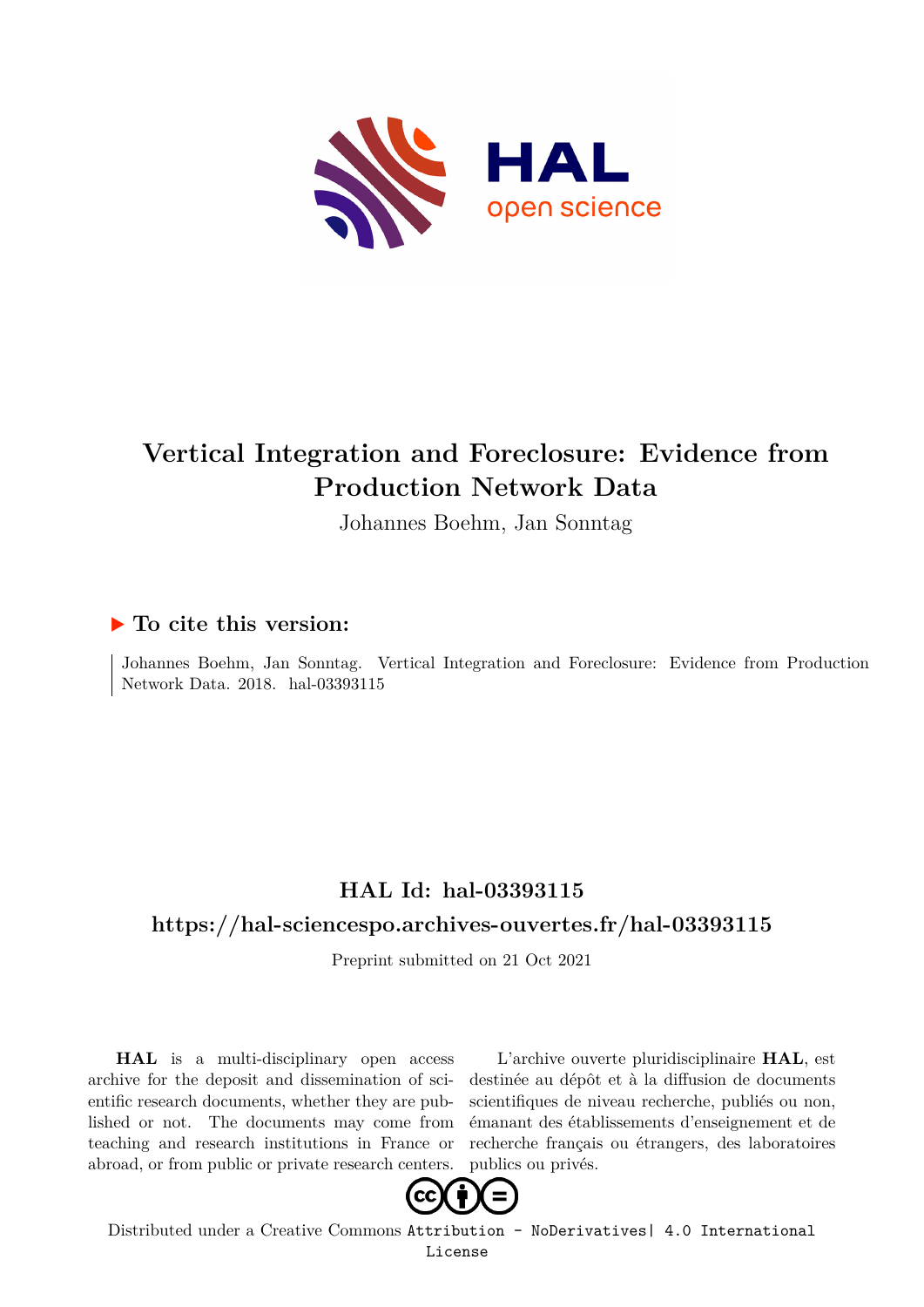# Vertical Integration and Foreclosure: Evidence from Production Network Data

Johannes Boehm, Jan Sonntag

## ▶ To cite this version:

Johannes Boehm, Jan Sonntag. Vertical Integration and Foreclosure: Evidence from Production Network Data. 2018. hal-03393115

## HAL Id: hal-03393115

## https://hal-sciencespo.archives-ouvertes.fr/hal-03393115

Preprint submitted on 21 Oct 2021

**HAL** is a multi-disciplinary open access archive for the deposit and dissemination of scientific research documents, whether they are published or not. The documents may come from teaching and research institutions in France or abroad, or from public or private research centers.

L'archive ouverte pluridisciplinaire **HAL**, est destinée au dépôt et à la diffusion de documents scientifiques de niveau recherche, publiés ou non, émanant des établissements d'enseignement et de recherche français ou étrangers, des laboratoires publics ou privés.

Distributed under a Creative Commons Attribution - NoDerivatives| 4.0 International License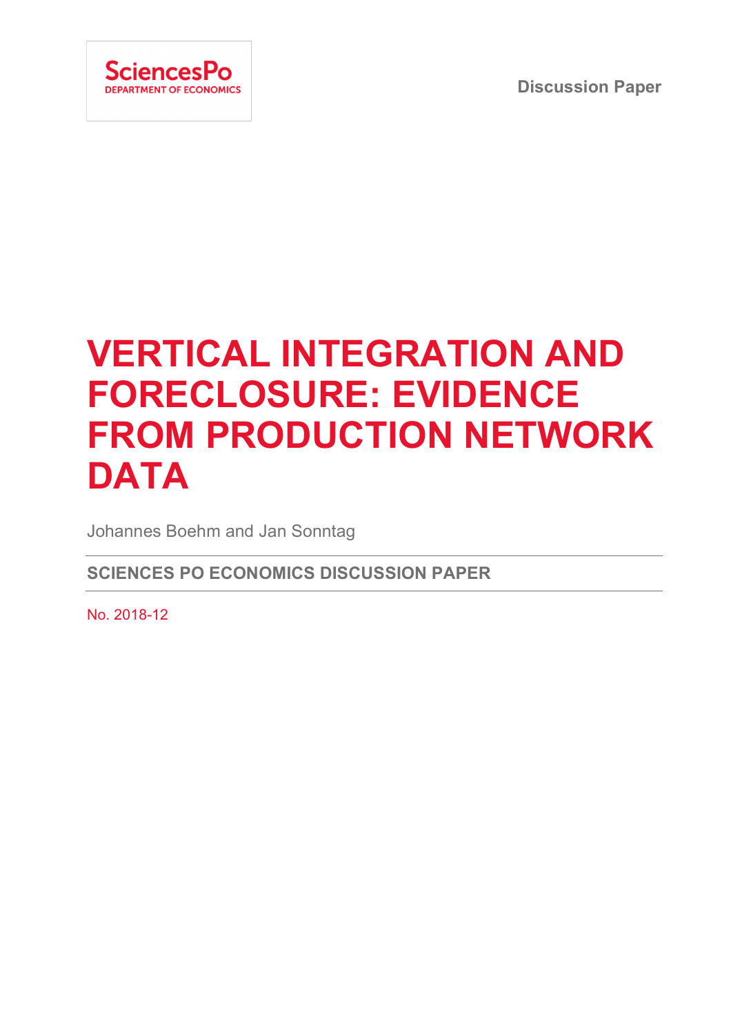SciencesPo
DEPARTMENT OF ECONOMICS

Discussion Paper

# VERTICAL INTEGRATION AND FORECLOSURE: EVIDENCE FROM PRODUCTION NETWORK DATA

Johannes Boehm and Jan Sonntag

**SCIENCES PO ECONOMICS DISCUSSION PAPER**

No. 2018-12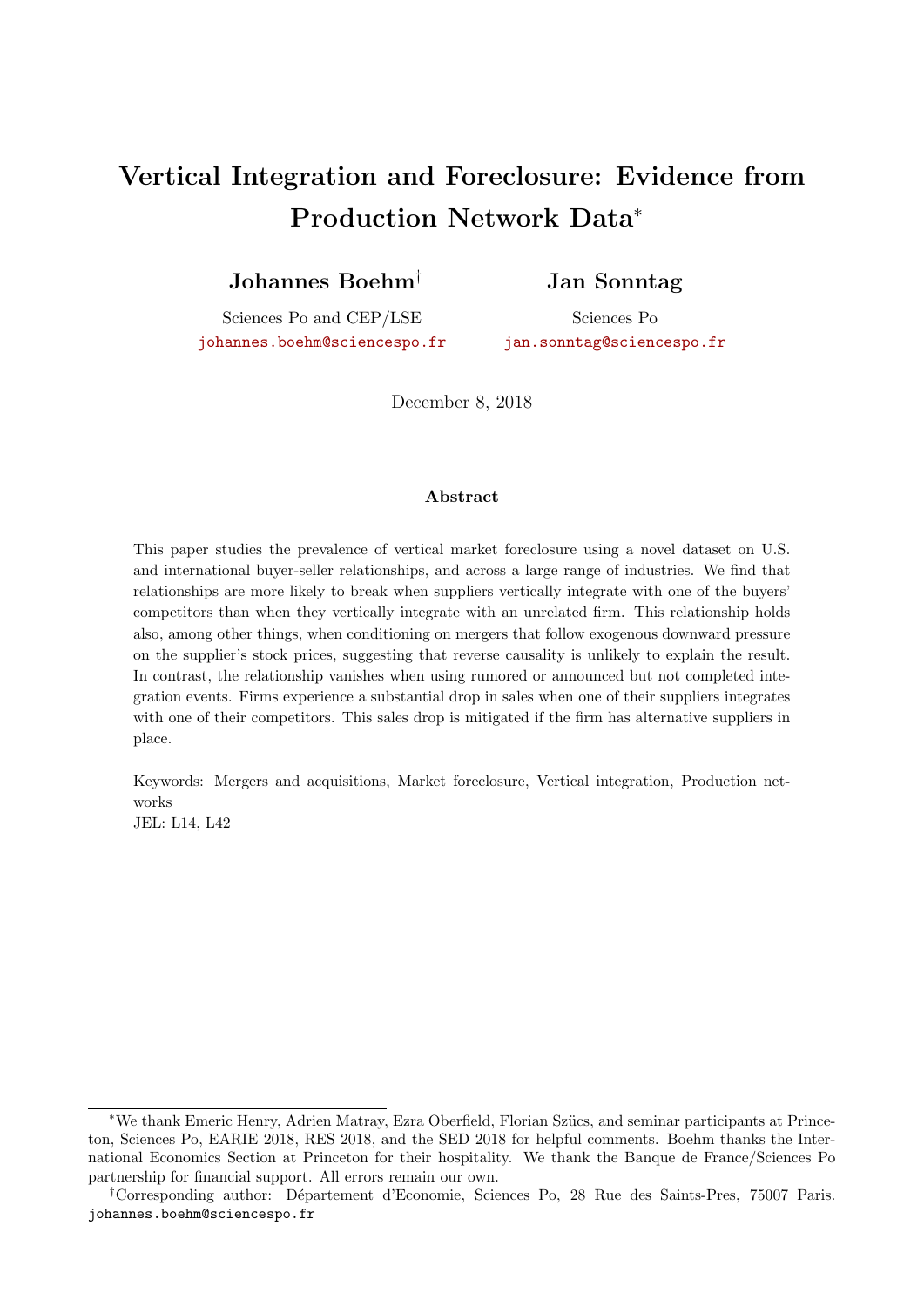# Vertical Integration and Foreclosure: Evidence from Production Network Data*

**Johannes Boehm**[†]
Sciences Po and CEP/LSE
johannes.boehm@sciencespo.fr

**Jan Sonntag**
Sciences Po
jan.sonntag@sciencespo.fr

December 8, 2018

### Abstract

This paper studies the prevalence of vertical market foreclosure using a novel dataset on U.S. and international buyer-seller relationships, and across a large range of industries. We find that relationships are more likely to break when suppliers vertically integrate with one of the buyers' competitors than when they vertically integrate with an unrelated firm. This relationship holds also, among other things, when conditioning on mergers that follow exogenous downward pressure on the supplier's stock prices, suggesting that reverse causality is unlikely to explain the result. In contrast, the relationship vanishes when using rumored or announced but not completed integration events. Firms experience a substantial drop in sales when one of their suppliers integrates with one of their competitors. This sales drop is mitigated if the firm has alternative suppliers in place.

Keywords: Mergers and acquisitions, Market foreclosure, Vertical integration, Production networks
JEL: L14, L42

---

*We thank Emeric Henry, Adrien Matray, Ezra Oberfield, Florian Szücs, and seminar participants at Princeton, Sciences Po, EARIE 2018, RES 2018, and the SED 2018 for helpful comments. Boehm thanks the International Economics Section at Princeton for their hospitality. We thank the Banque de France/Sciences Po partnership for financial support. All errors remain our own.

†Corresponding author: Département d'Economie, Sciences Po, 28 Rue des Saints-Pres, 75007 Paris. johannes.boehm@sciencespo.fr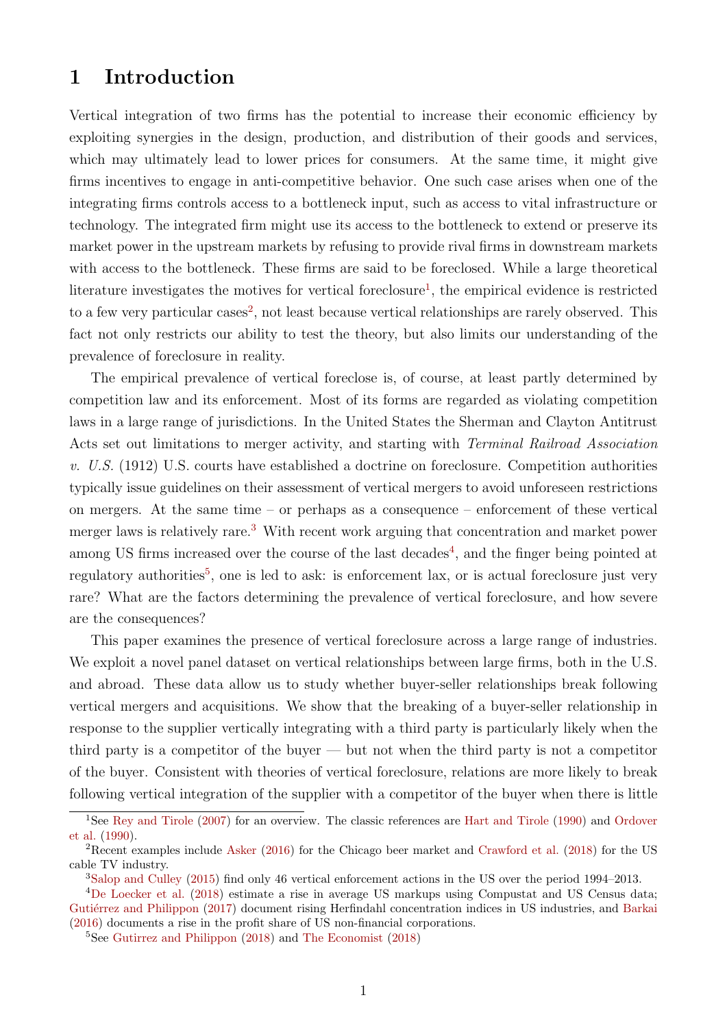# 1 Introduction

Vertical integration of two firms has the potential to increase their economic efficiency by exploiting synergies in the design, production, and distribution of their goods and services, which may ultimately lead to lower prices for consumers. At the same time, it might give firms incentives to engage in anti-competitive behavior. One such case arises when one of the integrating firms controls access to a bottleneck input, such as access to vital infrastructure or technology. The integrated firm might use its access to the bottleneck to extend or preserve its market power in the upstream markets by refusing to provide rival firms in downstream markets with access to the bottleneck. These firms are said to be foreclosed. While a large theoretical literature investigates the motives for vertical foreclosure[1], the empirical evidence is restricted to a few very particular cases[2], not least because vertical relationships are rarely observed. This fact not only restricts our ability to test the theory, but also limits our understanding of the prevalence of foreclosure in reality.

The empirical prevalence of vertical foreclose is, of course, at least partly determined by competition law and its enforcement. Most of its forms are regarded as violating competition laws in a large range of jurisdictions. In the United States the Sherman and Clayton Antitrust Acts set out limitations to merger activity, and starting with *Terminal Railroad Association v. U.S.* (1912) U.S. courts have established a doctrine on foreclosure. Competition authorities typically issue guidelines on their assessment of vertical mergers to avoid unforeseen restrictions on mergers. At the same time – or perhaps as a consequence – enforcement of these vertical merger laws is relatively rare.[3] With recent work arguing that concentration and market power among US firms increased over the course of the last decades[4], and the finger being pointed at regulatory authorities[5], one is led to ask: is enforcement lax, or is actual foreclosure just very rare? What are the factors determining the prevalence of vertical foreclosure, and how severe are the consequences?

This paper examines the presence of vertical foreclosure across a large range of industries. We exploit a novel panel dataset on vertical relationships between large firms, both in the U.S. and abroad. These data allow us to study whether buyer-seller relationships break following vertical mergers and acquisitions. We show that the breaking of a buyer-seller relationship in response to the supplier vertically integrating with a third party is particularly likely when the third party is a competitor of the buyer — but not when the third party is not a competitor of the buyer. Consistent with theories of vertical foreclosure, relations are more likely to break following vertical integration of the supplier with a competitor of the buyer when there is little

[1] See Rey and Tirole (2007) for an overview. The classic references are Hart and Tirole (1990) and Ordover et al. (1990).

[2] Recent examples include Asker (2016) for the Chicago beer market and Crawford et al. (2018) for the US cable TV industry.

[3] Salop and Culley (2015) find only 46 vertical enforcement actions in the US over the period 1994–2013.

[4] De Loecker et al. (2018) estimate a rise in average US markups using Compustat and US Census data; Gutiérrez and Philippon (2017) document rising Herfindahl concentration indices in US industries, and Barkai (2016) documents a rise in the profit share of US non-financial corporations.

[5] See Gutirrez and Philippon (2018) and The Economist (2018)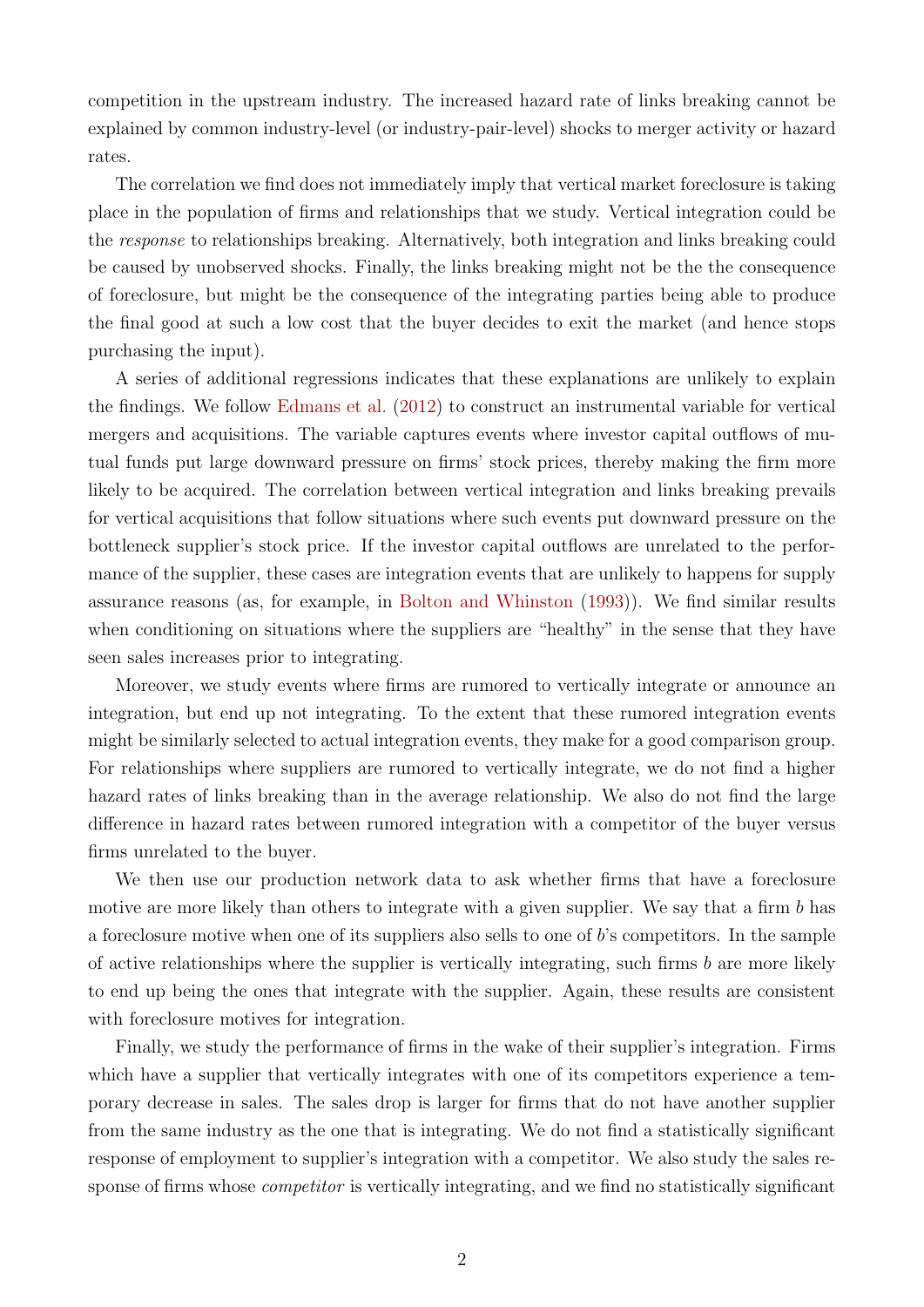competition in the upstream industry. The increased hazard rate of links breaking cannot be explained by common industry-level (or industry-pair-level) shocks to merger activity or hazard rates.

The correlation we find does not immediately imply that vertical market foreclosure is taking place in the population of firms and relationships that we study. Vertical integration could be the *response* to relationships breaking. Alternatively, both integration and links breaking could be caused by unobserved shocks. Finally, the links breaking might not be the the consequence of foreclosure, but might be the consequence of the integrating parties being able to produce the final good at such a low cost that the buyer decides to exit the market (and hence stops purchasing the input).

A series of additional regressions indicates that these explanations are unlikely to explain the findings. We follow Edmans et al. (2012) to construct an instrumental variable for vertical mergers and acquisitions. The variable captures events where investor capital outflows of mutual funds put large downward pressure on firms' stock prices, thereby making the firm more likely to be acquired. The correlation between vertical integration and links breaking prevails for vertical acquisitions that follow situations where such events put downward pressure on the bottleneck supplier's stock price. If the investor capital outflows are unrelated to the performance of the supplier, these cases are integration events that are unlikely to happens for supply assurance reasons (as, for example, in Bolton and Whinston (1993)). We find similar results when conditioning on situations where the suppliers are "healthy" in the sense that they have seen sales increases prior to integrating.

Moreover, we study events where firms are rumored to vertically integrate or announce an integration, but end up not integrating. To the extent that these rumored integration events might be similarly selected to actual integration events, they make for a good comparison group. For relationships where suppliers are rumored to vertically integrate, we do not find a higher hazard rates of links breaking than in the average relationship. We also do not find the large difference in hazard rates between rumored integration with a competitor of the buyer versus firms unrelated to the buyer.

We then use our production network data to ask whether firms that have a foreclosure motive are more likely than others to integrate with a given supplier. We say that a firm $b$ has a foreclosure motive when one of its suppliers also sells to one of $b$'s competitors. In the sample of active relationships where the supplier is vertically integrating, such firms $b$ are more likely to end up being the ones that integrate with the supplier. Again, these results are consistent with foreclosure motives for integration.

Finally, we study the performance of firms in the wake of their supplier's integration. Firms which have a supplier that vertically integrates with one of its competitors experience a temporary decrease in sales. The sales drop is larger for firms that do not have another supplier from the same industry as the one that is integrating. We do not find a statistically significant response of employment to supplier's integration with a competitor. We also study the sales response of firms whose *competitor* is vertically integrating, and we find no statistically significant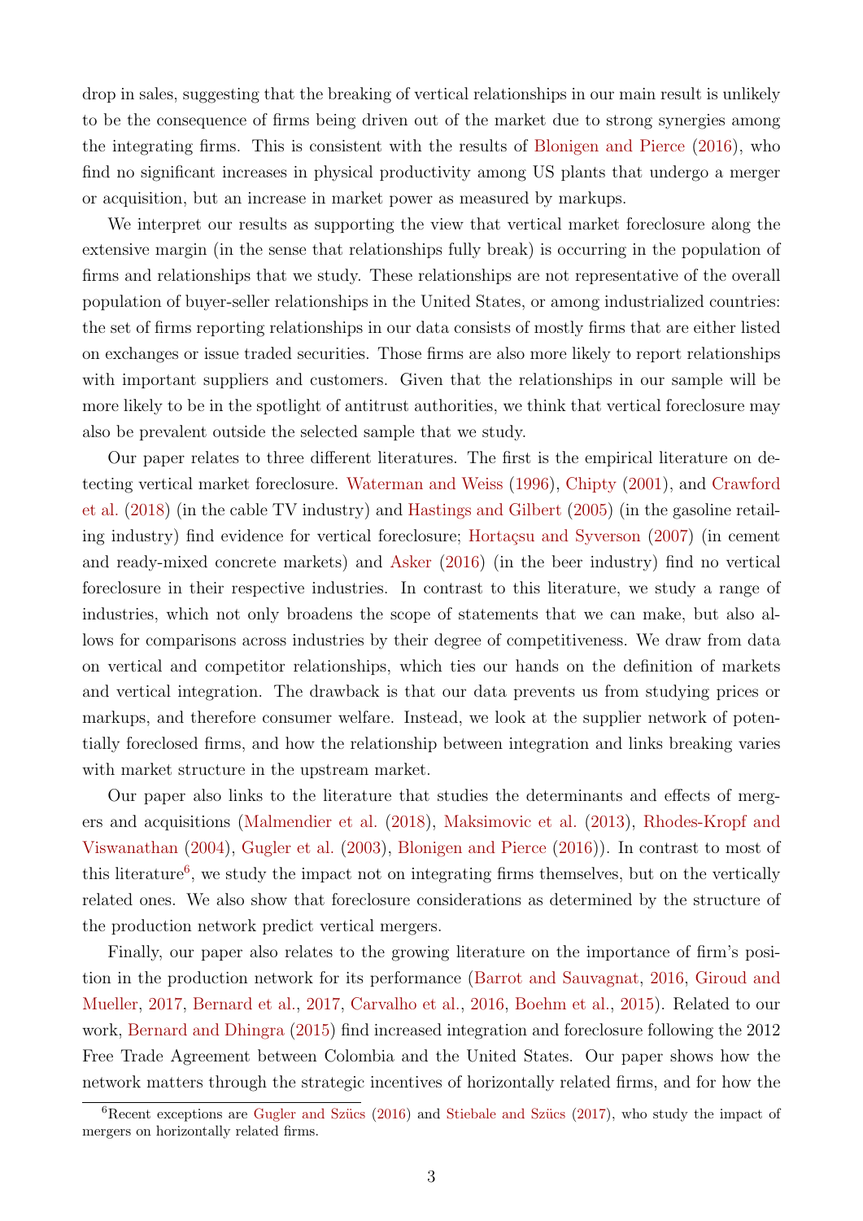drop in sales, suggesting that the breaking of vertical relationships in our main result is unlikely to be the consequence of firms being driven out of the market due to strong synergies among the integrating firms. This is consistent with the results of Blonigen and Pierce (2016), who find no significant increases in physical productivity among US plants that undergo a merger or acquisition, but an increase in market power as measured by markups.

We interpret our results as supporting the view that vertical market foreclosure along the extensive margin (in the sense that relationships fully break) is occurring in the population of firms and relationships that we study. These relationships are not representative of the overall population of buyer-seller relationships in the United States, or among industrialized countries: the set of firms reporting relationships in our data consists of mostly firms that are either listed on exchanges or issue traded securities. Those firms are also more likely to report relationships with important suppliers and customers. Given that the relationships in our sample will be more likely to be in the spotlight of antitrust authorities, we think that vertical foreclosure may also be prevalent outside the selected sample that we study.

Our paper relates to three different literatures. The first is the empirical literature on detecting vertical market foreclosure. Waterman and Weiss (1996), Chipty (2001), and Crawford et al. (2018) (in the cable TV industry) and Hastings and Gilbert (2005) (in the gasoline retailing industry) find evidence for vertical foreclosure; Hortaçsu and Syverson (2007) (in cement and ready-mixed concrete markets) and Asker (2016) (in the beer industry) find no vertical foreclosure in their respective industries. In contrast to this literature, we study a range of industries, which not only broadens the scope of statements that we can make, but also allows for comparisons across industries by their degree of competitiveness. We draw from data on vertical and competitor relationships, which ties our hands on the definition of markets and vertical integration. The drawback is that our data prevents us from studying prices or markups, and therefore consumer welfare. Instead, we look at the supplier network of potentially foreclosed firms, and how the relationship between integration and links breaking varies with market structure in the upstream market.

Our paper also links to the literature that studies the determinants and effects of mergers and acquisitions (Malmendier et al. (2018), Maksimovic et al. (2013), Rhodes-Kropf and Viswanathan (2004), Gugler et al. (2003), Blonigen and Pierce (2016)). In contrast to most of this literature[6], we study the impact not on integrating firms themselves, but on the vertically related ones. We also show that foreclosure considerations as determined by the structure of the production network predict vertical mergers.

Finally, our paper also relates to the growing literature on the importance of firm's position in the production network for its performance (Barrot and Sauvagnat, 2016, Giroud and Mueller, 2017, Bernard et al., 2017, Carvalho et al., 2016, Boehm et al., 2015). Related to our work, Bernard and Dhingra (2015) find increased integration and foreclosure following the 2012 Free Trade Agreement between Colombia and the United States. Our paper shows how the network matters through the strategic incentives of horizontally related firms, and for how the

[6] Recent exceptions are Gugler and Szücs (2016) and Stiebale and Szücs (2017), who study the impact of mergers on horizontally related firms.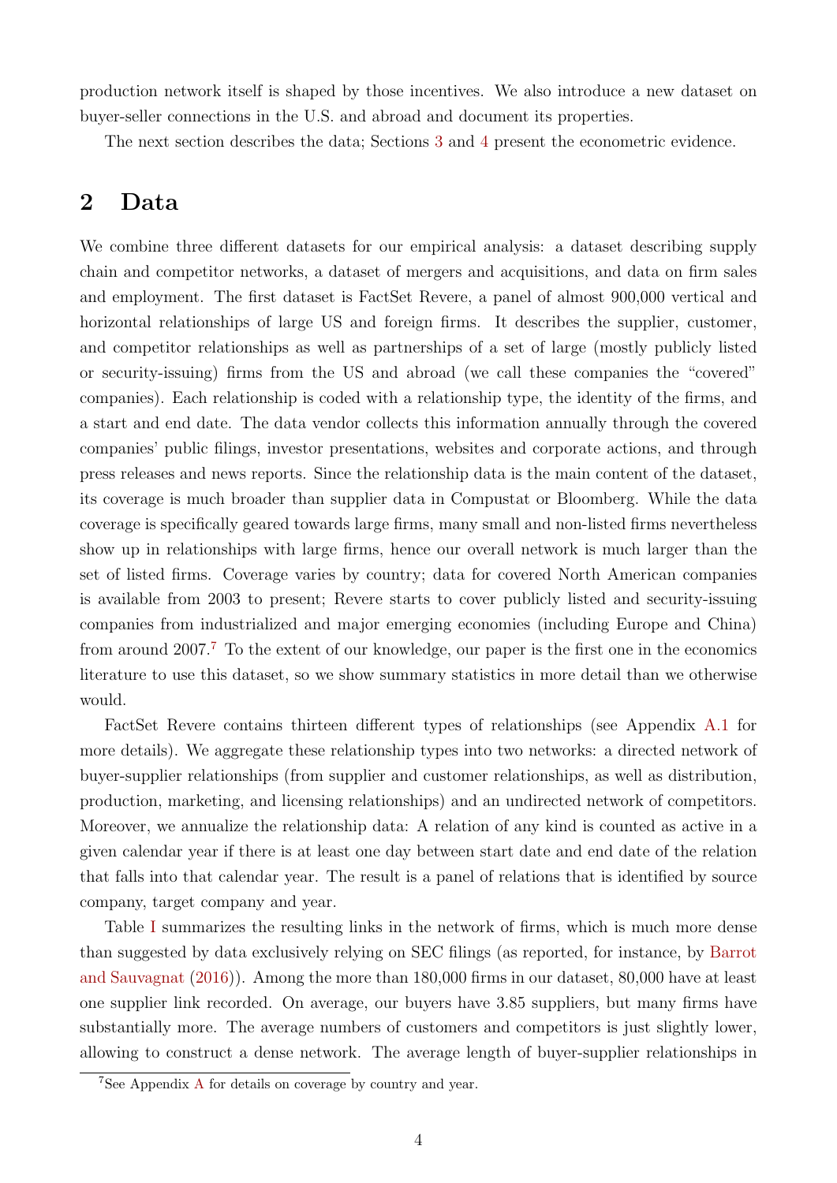production network itself is shaped by those incentives. We also introduce a new dataset on buyer-seller connections in the U.S. and abroad and document its properties.

The next section describes the data; Sections 3 and 4 present the econometric evidence.

## 2 Data

We combine three different datasets for our empirical analysis: a dataset describing supply chain and competitor networks, a dataset of mergers and acquisitions, and data on firm sales and employment. The first dataset is FactSet Revere, a panel of almost 900,000 vertical and horizontal relationships of large US and foreign firms. It describes the supplier, customer, and competitor relationships as well as partnerships of a set of large (mostly publicly listed or security-issuing) firms from the US and abroad (we call these companies the "covered" companies). Each relationship is coded with a relationship type, the identity of the firms, and a start and end date. The data vendor collects this information annually through the covered companies' public filings, investor presentations, websites and corporate actions, and through press releases and news reports. Since the relationship data is the main content of the dataset, its coverage is much broader than supplier data in Compustat or Bloomberg. While the data coverage is specifically geared towards large firms, many small and non-listed firms nevertheless show up in relationships with large firms, hence our overall network is much larger than the set of listed firms. Coverage varies by country; data for covered North American companies is available from 2003 to present; Revere starts to cover publicly listed and security-issuing companies from industrialized and major emerging economies (including Europe and China) from around 2007.[7] To the extent of our knowledge, our paper is the first one in the economics literature to use this dataset, so we show summary statistics in more detail than we otherwise would.

FactSet Revere contains thirteen different types of relationships (see Appendix A.1 for more details). We aggregate these relationship types into two networks: a directed network of buyer-supplier relationships (from supplier and customer relationships, as well as distribution, production, marketing, and licensing relationships) and an undirected network of competitors. Moreover, we annualize the relationship data: A relation of any kind is counted as active in a given calendar year if there is at least one day between start date and end date of the relation that falls into that calendar year. The result is a panel of relations that is identified by source company, target company and year.

Table I summarizes the resulting links in the network of firms, which is much more dense than suggested by data exclusively relying on SEC filings (as reported, for instance, by Barrot and Sauvagnat (2016)). Among the more than 180,000 firms in our dataset, 80,000 have at least one supplier link recorded. On average, our buyers have 3.85 suppliers, but many firms have substantially more. The average numbers of customers and competitors is just slightly lower, allowing to construct a dense network. The average length of buyer-supplier relationships in

[7] See Appendix A for details on coverage by country and year.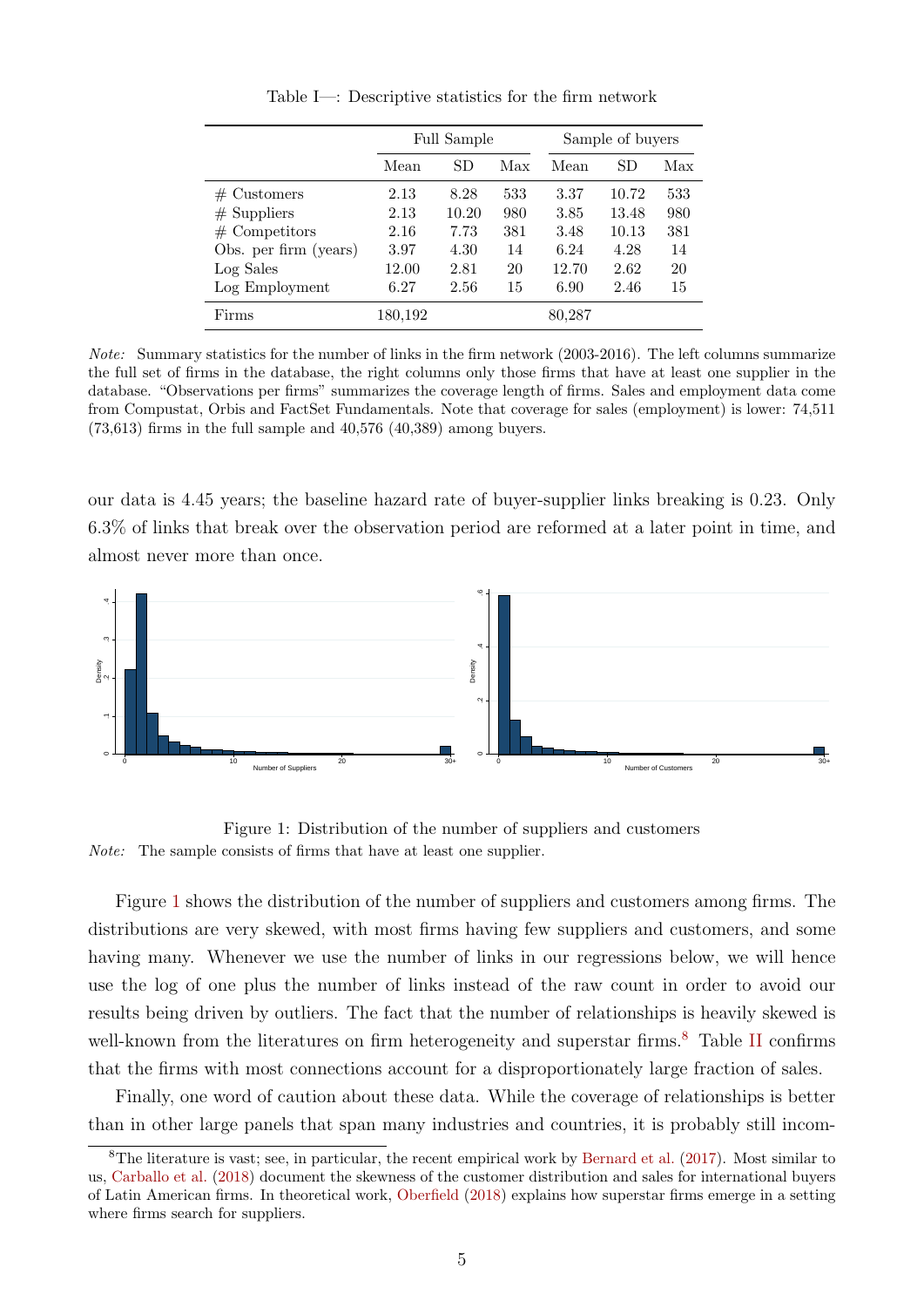Table I—: Descriptive statistics for the firm network

| | Full Sample | | | Sample of buyers | | |
|---|---|---|---|---|---|---|
| | Mean | SD | Max | Mean | SD | Max |
| # Customers | 2.13 | 8.28 | 533 | 3.37 | 10.72 | 533 |
| # Suppliers | 2.13 | 10.20 | 980 | 3.85 | 13.48 | 980 |
| # Competitors | 2.16 | 7.73 | 381 | 3.48 | 10.13 | 381 |
| Obs. per firm (years) | 3.97 | 4.30 | 14 | 6.24 | 4.28 | 14 |
| Log Sales | 12.00 | 2.81 | 20 | 12.70 | 2.62 | 20 |
| Log Employment | 6.27 | 2.56 | 15 | 6.90 | 2.46 | 15 |
| Firms | 180,192 | | | 80,287 | | |

*Note:* Summary statistics for the number of links in the firm network (2003-2016). The left columns summarize the full set of firms in the database, the right columns only those firms that have at least one supplier in the database. "Observations per firms" summarizes the coverage length of firms. Sales and employment data come from Compustat, Orbis and FactSet Fundamentals. Note that coverage for sales (employment) is lower: 74,511 (73,613) firms in the full sample and 40,576 (40,389) among buyers.

our data is 4.45 years; the baseline hazard rate of buyer-supplier links breaking is 0.23. Only 6.3% of links that break over the observation period are reformed at a later point in time, and almost never more than once.

Figure 1: Distribution of the number of suppliers and customers

*Note:* The sample consists of firms that have at least one supplier.

Figure 1 shows the distribution of the number of suppliers and customers among firms. The distributions are very skewed, with most firms having few suppliers and customers, and some having many. Whenever we use the number of links in our regressions below, we will hence use the log of one plus the number of links instead of the raw count in order to avoid our results being driven by outliers. The fact that the number of relationships is heavily skewed is well-known from the literatures on firm heterogeneity and superstar firms.[8] Table II confirms that the firms with most connections account for a disproportionately large fraction of sales.

Finally, one word of caution about these data. While the coverage of relationships is better than in other large panels that span many industries and countries, it is probably still incom-

[8] The literature is vast; see, in particular, the recent empirical work by Bernard et al. (2017). Most similar to us, Carballo et al. (2018) document the skewness of the customer distribution and sales for international buyers of Latin American firms. In theoretical work, Oberfield (2018) explains how superstar firms emerge in a setting where firms search for suppliers.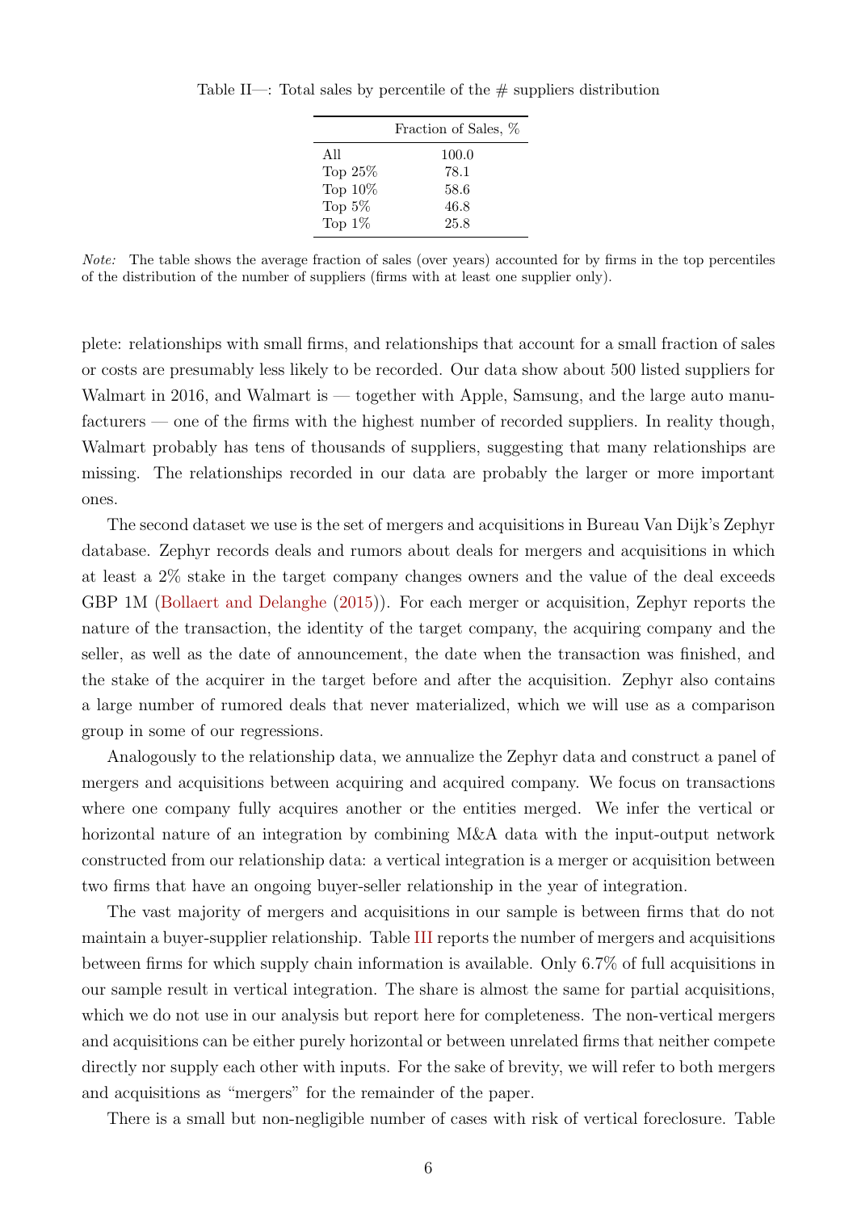Table II—: Total sales by percentile of the # suppliers distribution

| | Fraction of Sales, % |
|---|---|
| All | 100.0 |
| Top 25% | 78.1 |
| Top 10% | 58.6 |
| Top 5% | 46.8 |
| Top 1% | 25.8 |

*Note:* The table shows the average fraction of sales (over years) accounted for by firms in the top percentiles of the distribution of the number of suppliers (firms with at least one supplier only).

plete: relationships with small firms, and relationships that account for a small fraction of sales or costs are presumably less likely to be recorded. Our data show about 500 listed suppliers for Walmart in 2016, and Walmart is — together with Apple, Samsung, and the large auto manufacturers — one of the firms with the highest number of recorded suppliers. In reality though, Walmart probably has tens of thousands of suppliers, suggesting that many relationships are missing. The relationships recorded in our data are probably the larger or more important ones.

The second dataset we use is the set of mergers and acquisitions in Bureau Van Dijk's Zephyr database. Zephyr records deals and rumors about deals for mergers and acquisitions in which at least a 2% stake in the target company changes owners and the value of the deal exceeds GBP 1M (Bollaert and Delanghe (2015)). For each merger or acquisition, Zephyr reports the nature of the transaction, the identity of the target company, the acquiring company and the seller, as well as the date of announcement, the date when the transaction was finished, and the stake of the acquirer in the target before and after the acquisition. Zephyr also contains a large number of rumored deals that never materialized, which we will use as a comparison group in some of our regressions.

Analogously to the relationship data, we annualize the Zephyr data and construct a panel of mergers and acquisitions between acquiring and acquired company. We focus on transactions where one company fully acquires another or the entities merged. We infer the vertical or horizontal nature of an integration by combining M&A data with the input-output network constructed from our relationship data: a vertical integration is a merger or acquisition between two firms that have an ongoing buyer-seller relationship in the year of integration.

The vast majority of mergers and acquisitions in our sample is between firms that do not maintain a buyer-supplier relationship. Table III reports the number of mergers and acquisitions between firms for which supply chain information is available. Only 6.7% of full acquisitions in our sample result in vertical integration. The share is almost the same for partial acquisitions, which we do not use in our analysis but report here for completeness. The non-vertical mergers and acquisitions can be either purely horizontal or between unrelated firms that neither compete directly nor supply each other with inputs. For the sake of brevity, we will refer to both mergers and acquisitions as "mergers" for the remainder of the paper.

There is a small but non-negligible number of cases with risk of vertical foreclosure. Table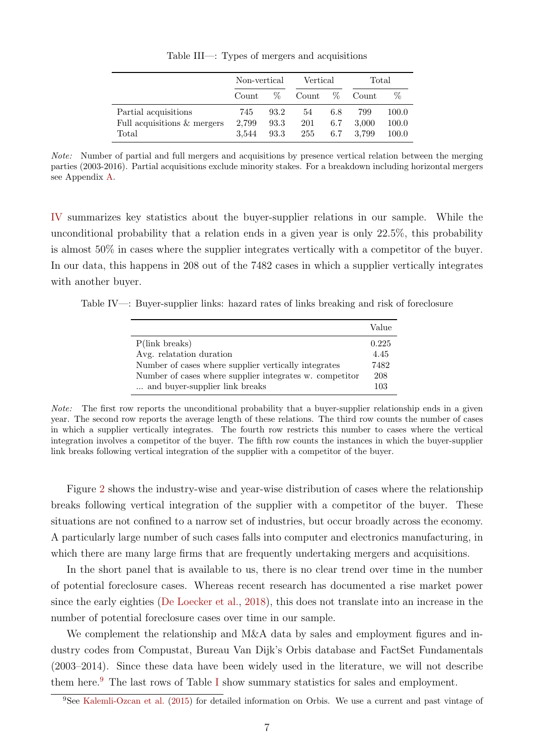Table III—: Types of mergers and acquisitions

| | Non-vertical | | Vertical | | Total | |
|---|---|---|---|---|---|---|
| | Count | % | Count | % | Count | % |
| Partial acquisitions | 745 | 93.2 | 54 | 6.8 | 799 | 100.0 |
| Full acquisitions & mergers | 2,799 | 93.3 | 201 | 6.7 | 3,000 | 100.0 |
| Total | 3,544 | 93.3 | 255 | 6.7 | 3,799 | 100.0 |

*Note:* Number of partial and full mergers and acquisitions by presence vertical relation between the merging parties (2003-2016). Partial acquisitions exclude minority stakes. For a breakdown including horizontal mergers see Appendix A.

IV summarizes key statistics about the buyer-supplier relations in our sample. While the unconditional probability that a relation ends in a given year is only 22.5%, this probability is almost 50% in cases where the supplier integrates vertically with a competitor of the buyer. In our data, this happens in 208 out of the 7482 cases in which a supplier vertically integrates with another buyer.

Table IV—: Buyer-supplier links: hazard rates of links breaking and risk of foreclosure

| | Value |
|---|---|
| P(link breaks) | 0.225 |
| Avg. relatation duration | 4.45 |
| Number of cases where supplier vertically integrates | 7482 |
| Number of cases where supplier integrates w. competitor | 208 |
| ... and buyer-supplier link breaks | 103 |

*Note:* The first row reports the unconditional probability that a buyer-supplier relationship ends in a given year. The second row reports the average length of these relations. The third row counts the number of cases in which a supplier vertically integrates. The fourth row restricts this number to cases where the vertical integration involves a competitor of the buyer. The fifth row counts the instances in which the buyer-supplier link breaks following vertical integration of the supplier with a competitor of the buyer.

Figure 2 shows the industry-wise and year-wise distribution of cases where the relationship breaks following vertical integration of the supplier with a competitor of the buyer. These situations are not confined to a narrow set of industries, but occur broadly across the economy. A particularly large number of such cases falls into computer and electronics manufacturing, in which there are many large firms that are frequently undertaking mergers and acquisitions.

In the short panel that is available to us, there is no clear trend over time in the number of potential foreclosure cases. Whereas recent research has documented a rise market power since the early eighties (De Loecker et al., 2018), this does not translate into an increase in the number of potential foreclosure cases over time in our sample.

We complement the relationship and M&A data by sales and employment figures and industry codes from Compustat, Bureau Van Dijk's Orbis database and FactSet Fundamentals (2003–2014). Since these data have been widely used in the literature, we will not describe them here.[9] The last rows of Table I show summary statistics for sales and employment.

[9]See Kalemli-Ozcan et al. (2015) for detailed information on Orbis. We use a current and past vintage of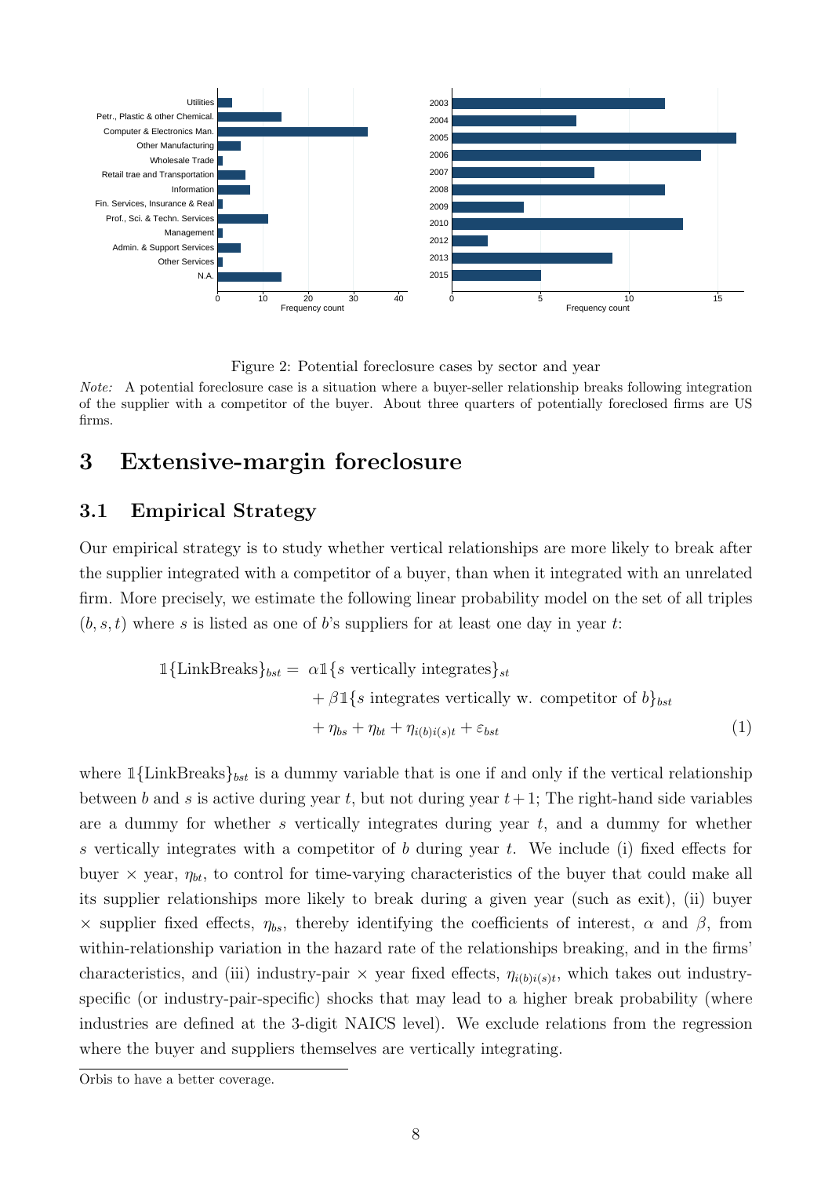Figure 2: Potential foreclosure cases by sector and year

*Note:* A potential foreclosure case is a situation where a buyer-seller relationship breaks following integration of the supplier with a competitor of the buyer. About three quarters of potentially foreclosed firms are US firms.

# 3 Extensive-margin foreclosure

## 3.1 Empirical Strategy

Our empirical strategy is to study whether vertical relationships are more likely to break after the supplier integrated with a competitor of a buyer, than when it integrated with an unrelated firm. More precisely, we estimate the following linear probability model on the set of all triples $(b, s, t)$ where $s$ is listed as one of $b$'s suppliers for at least one day in year $t$:

$$\begin{aligned} \mathbb{1}\{\text{LinkBreaks}\}_{bst} = \; & \alpha \mathbb{1}\{s \text{ vertically integrates}\}_{st} \\ & + \beta \mathbb{1}\{s \text{ integrates vertically w. competitor of } b\}_{bst} \\ & + \eta_{bs} + \eta_{bt} + \eta_{i(b)i(s)t} + \varepsilon_{bst} \end{aligned} \tag{1}$$

where $\mathbb{1}\{\text{LinkBreaks}\}_{bst}$ is a dummy variable that is one if and only if the vertical relationship between $b$ and $s$ is active during year $t$, but not during year $t+1$; The right-hand side variables are a dummy for whether $s$ vertically integrates during year $t$, and a dummy for whether $s$ vertically integrates with a competitor of $b$ during year $t$. We include (i) fixed effects for buyer $\times$ year, $\eta_{bt}$, to control for time-varying characteristics of the buyer that could make all its supplier relationships more likely to break during a given year (such as exit), (ii) buyer $\times$ supplier fixed effects, $\eta_{bs}$, thereby identifying the coefficients of interest, $\alpha$ and $\beta$, from within-relationship variation in the hazard rate of the relationships breaking, and in the firms' characteristics, and (iii) industry-pair $\times$ year fixed effects, $\eta_{i(b)i(s)t}$, which takes out industry-specific (or industry-pair-specific) shocks that may lead to a higher break probability (where industries are defined at the 3-digit NAICS level). We exclude relations from the regression where the buyer and suppliers themselves are vertically integrating.

Orbis to have a better coverage.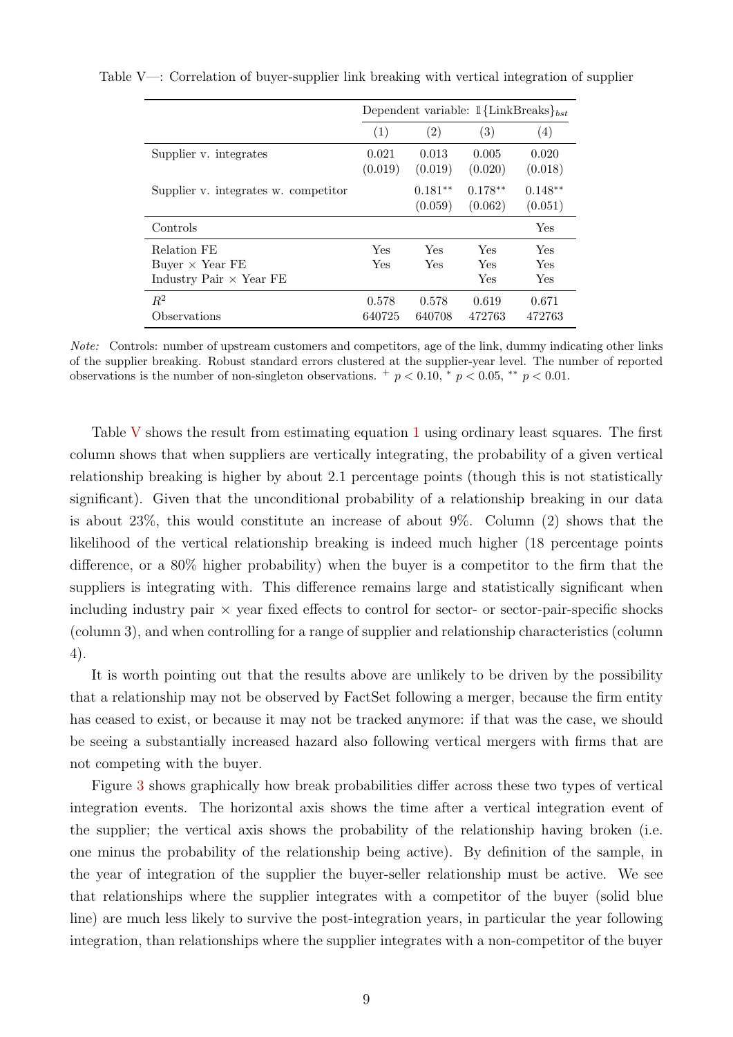Table V—: Correlation of buyer-supplier link breaking with vertical integration of supplier

| | Dependent variable: $\mathbb{1}\{\text{LinkBreaks}\}_{bst}$ | | | |
|---|---|---|---|---|
| | (1) | (2) | (3) | (4) |
| Supplier v. integrates | 0.021 (0.019) | 0.013 (0.019) | 0.005 (0.020) | 0.020 (0.018) |
| Supplier v. integrates w. competitor | | $0.181^{**}$ (0.059) | $0.178^{**}$ (0.062) | $0.148^{**}$ (0.051) |
| Controls | | | | Yes |
| Relation FE | Yes | Yes | Yes | Yes |
| Buyer × Year FE | Yes | Yes | Yes | Yes |
| Industry Pair × Year FE | | | Yes | Yes |
| $R^2$ | 0.578 | 0.578 | 0.619 | 0.671 |
| Observations | 640725 | 640708 | 472763 | 472763 |

*Note:* Controls: number of upstream customers and competitors, age of the link, dummy indicating other links of the supplier breaking. Robust standard errors clustered at the supplier-year level. The number of reported observations is the number of non-singleton observations. $^{+}$ $p < 0.10$, $^{*}$ $p < 0.05$, $^{**}$ $p < 0.01$.

Table V shows the result from estimating equation 1 using ordinary least squares. The first column shows that when suppliers are vertically integrating, the probability of a given vertical relationship breaking is higher by about 2.1 percentage points (though this is not statistically significant). Given that the unconditional probability of a relationship breaking in our data is about 23%, this would constitute an increase of about 9%. Column (2) shows that the likelihood of the vertical relationship breaking is indeed much higher (18 percentage points difference, or a 80% higher probability) when the buyer is a competitor to the firm that the suppliers is integrating with. This difference remains large and statistically significant when including industry pair × year fixed effects to control for sector- or sector-pair-specific shocks (column 3), and when controlling for a range of supplier and relationship characteristics (column 4).

It is worth pointing out that the results above are unlikely to be driven by the possibility that a relationship may not be observed by FactSet following a merger, because the firm entity has ceased to exist, or because it may not be tracked anymore: if that was the case, we should be seeing a substantially increased hazard also following vertical mergers with firms that are not competing with the buyer.

Figure 3 shows graphically how break probabilities differ across these two types of vertical integration events. The horizontal axis shows the time after a vertical integration event of the supplier; the vertical axis shows the probability of the relationship having broken (i.e. one minus the probability of the relationship being active). By definition of the sample, in the year of integration of the supplier the buyer-seller relationship must be active. We see that relationships where the supplier integrates with a competitor of the buyer (solid blue line) are much less likely to survive the post-integration years, in particular the year following integration, than relationships where the supplier integrates with a non-competitor of the buyer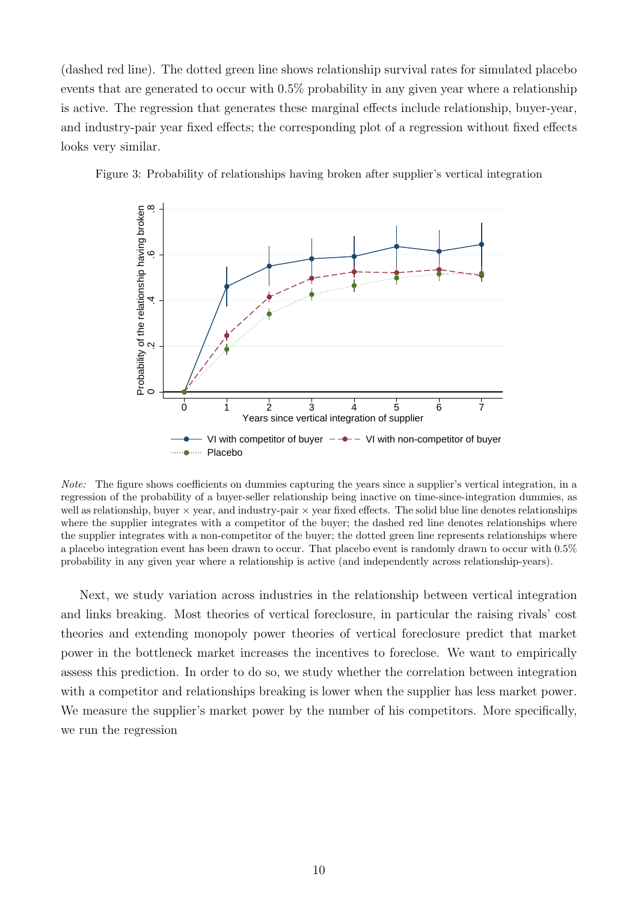(dashed red line). The dotted green line shows relationship survival rates for simulated placebo events that are generated to occur with 0.5% probability in any given year where a relationship is active. The regression that generates these marginal effects include relationship, buyer-year, and industry-pair year fixed effects; the corresponding plot of a regression without fixed effects looks very similar.

Figure 3: Probability of relationships having broken after supplier's vertical integration

*Note:* The figure shows coefficients on dummies capturing the years since a supplier's vertical integration, in a regression of the probability of a buyer-seller relationship being inactive on time-since-integration dummies, as well as relationship, buyer × year, and industry-pair × year fixed effects. The solid blue line denotes relationships where the supplier integrates with a competitor of the buyer; the dashed red line denotes relationships where the supplier integrates with a non-competitor of the buyer; the dotted green line represents relationships where a placebo integration event has been drawn to occur. That placebo event is randomly drawn to occur with 0.5% probability in any given year where a relationship is active (and independently across relationship-years).

Next, we study variation across industries in the relationship between vertical integration and links breaking. Most theories of vertical foreclosure, in particular the raising rivals' cost theories and extending monopoly power theories of vertical foreclosure predict that market power in the bottleneck market increases the incentives to foreclose. We want to empirically assess this prediction. In order to do so, we study whether the correlation between integration with a competitor and relationships breaking is lower when the supplier has less market power. We measure the supplier's market power by the number of his competitors. More specifically, we run the regression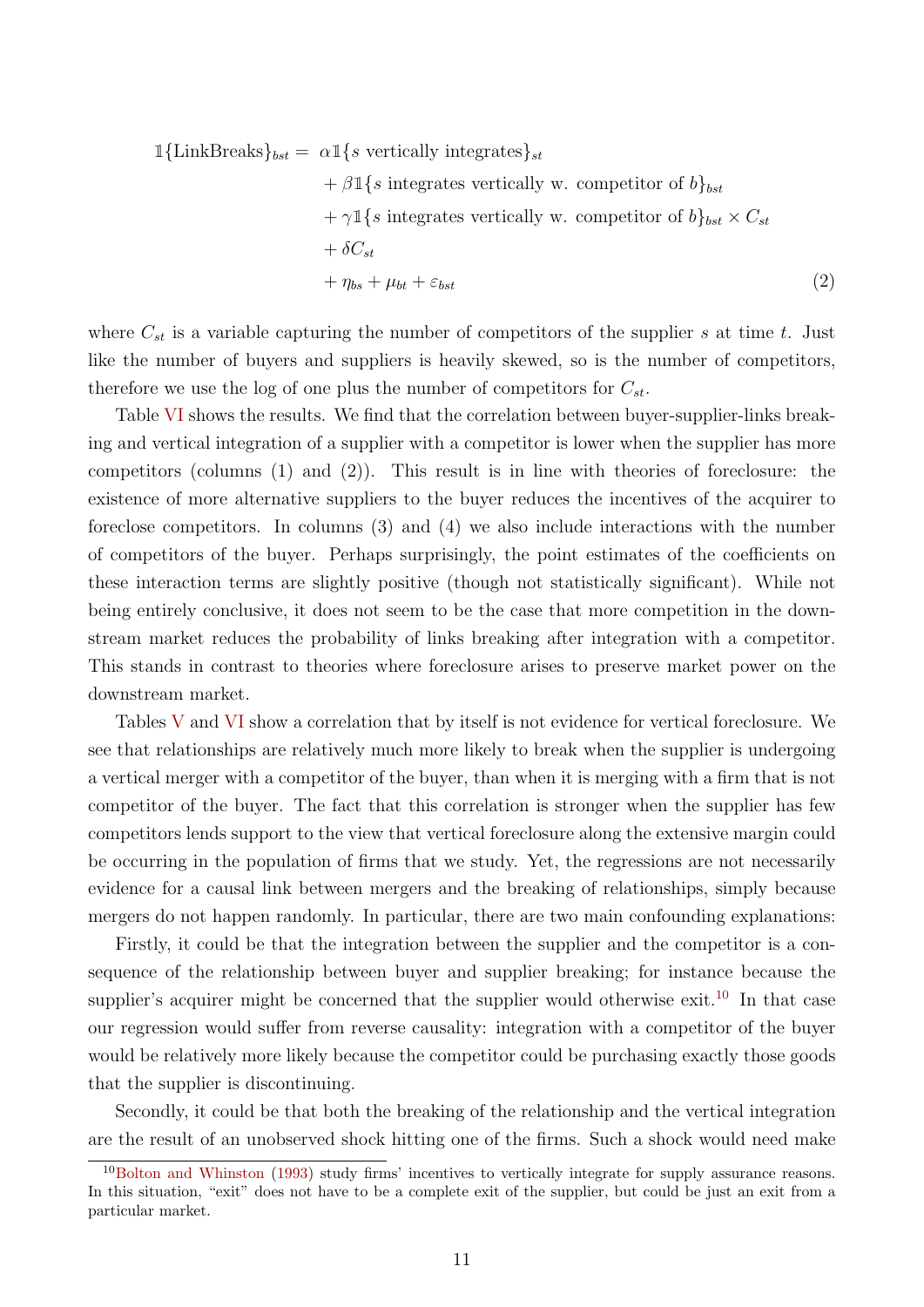$$
\begin{aligned}
\mathbb{1}\{\text{LinkBreaks}\}_{bst} = \; & \alpha \mathbb{1}\{s \text{ vertically integrates}\}_{st} \\
& + \beta \mathbb{1}\{s \text{ integrates vertically w. competitor of } b\}_{bst} \\
& + \gamma \mathbb{1}\{s \text{ integrates vertically w. competitor of } b\}_{bst} \times C_{st} \\
& + \delta C_{st} \\
& + \eta_{bs} + \mu_{bt} + \varepsilon_{bst}
\end{aligned} \tag{2}
$$

where $C_{st}$ is a variable capturing the number of competitors of the supplier $s$ at time $t$. Just like the number of buyers and suppliers is heavily skewed, so is the number of competitors, therefore we use the log of one plus the number of competitors for $C_{st}$.

Table VI shows the results. We find that the correlation between buyer-supplier-links breaking and vertical integration of a supplier with a competitor is lower when the supplier has more competitors (columns (1) and (2)). This result is in line with theories of foreclosure: the existence of more alternative suppliers to the buyer reduces the incentives of the acquirer to foreclose competitors. In columns (3) and (4) we also include interactions with the number of competitors of the buyer. Perhaps surprisingly, the point estimates of the coefficients on these interaction terms are slightly positive (though not statistically significant). While not being entirely conclusive, it does not seem to be the case that more competition in the downstream market reduces the probability of links breaking after integration with a competitor. This stands in contrast to theories where foreclosure arises to preserve market power on the downstream market.

Tables V and VI show a correlation that by itself is not evidence for vertical foreclosure. We see that relationships are relatively much more likely to break when the supplier is undergoing a vertical merger with a competitor of the buyer, than when it is merging with a firm that is not competitor of the buyer. The fact that this correlation is stronger when the supplier has few competitors lends support to the view that vertical foreclosure along the extensive margin could be occurring in the population of firms that we study. Yet, the regressions are not necessarily evidence for a causal link between mergers and the breaking of relationships, simply because mergers do not happen randomly. In particular, there are two main confounding explanations:

Firstly, it could be that the integration between the supplier and the competitor is a consequence of the relationship between buyer and supplier breaking; for instance because the supplier's acquirer might be concerned that the supplier would otherwise exit.[10] In that case our regression would suffer from reverse causality: integration with a competitor of the buyer would be relatively more likely because the competitor could be purchasing exactly those goods that the supplier is discontinuing.

Secondly, it could be that both the breaking of the relationship and the vertical integration are the result of an unobserved shock hitting one of the firms. Such a shock would need make

[10] Bolton and Whinston (1993) study firms' incentives to vertically integrate for supply assurance reasons. In this situation, "exit" does not have to be a complete exit of the supplier, but could be just an exit from a particular market.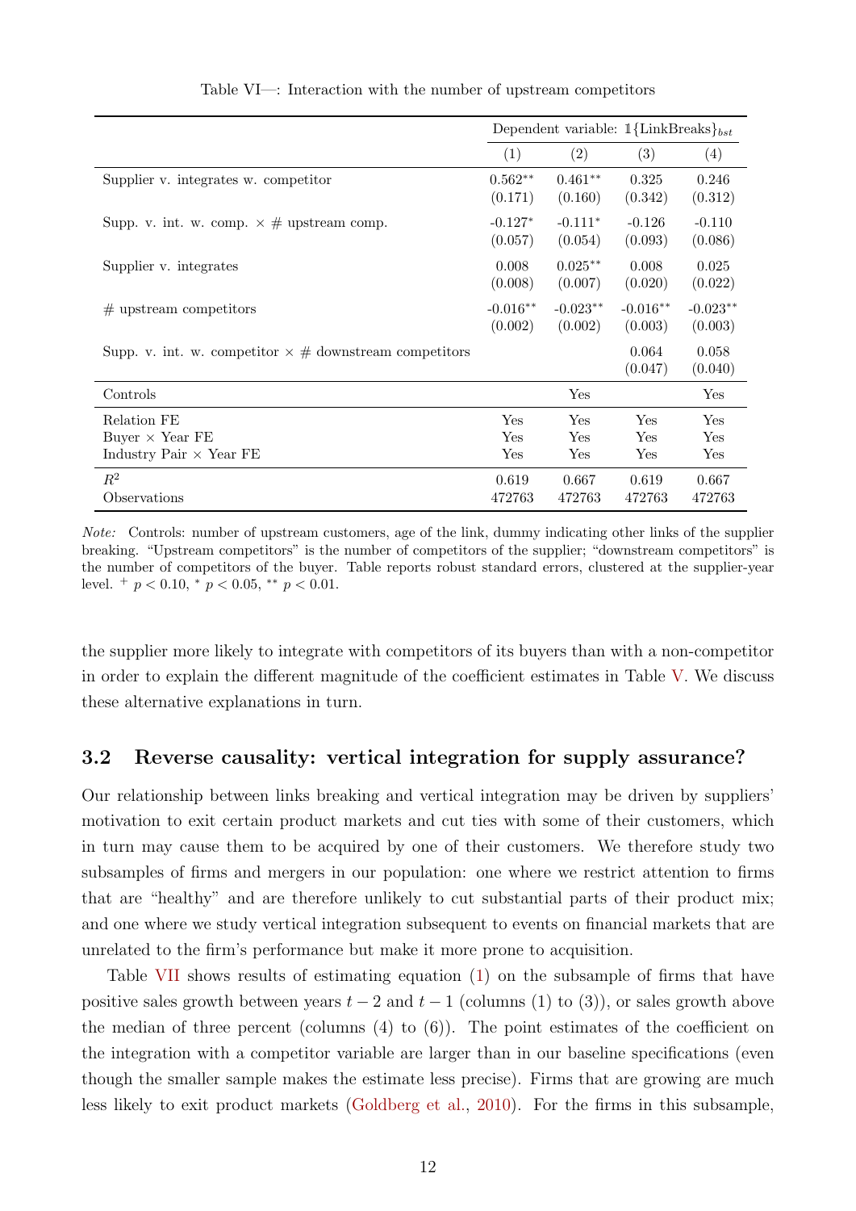Table VI—: Interaction with the number of upstream competitors

| | Dependent variable: $\mathbb{1}\{\text{LinkBreaks}\}_{bst}$ | | | |
|---|---|---|---|---|
| | (1) | (2) | (3) | (4) |
| Supplier v. integrates w. competitor | 0.562** | 0.461** | 0.325 | 0.246 |
| | (0.171) | (0.160) | (0.342) | (0.312) |
| Supp. v. int. w. comp. × # upstream comp. | -0.127* | -0.111* | -0.126 | -0.110 |
| | (0.057) | (0.054) | (0.093) | (0.086) |
| Supplier v. integrates | 0.008 | 0.025** | 0.008 | 0.025 |
| | (0.008) | (0.007) | (0.020) | (0.022) |
| # upstream competitors | -0.016** | -0.023** | -0.016** | -0.023** |
| | (0.002) | (0.002) | (0.003) | (0.003) |
| Supp. v. int. w. competitor × # downstream competitors | | | 0.064 | 0.058 |
| | | | (0.047) | (0.040) |
| Controls | | Yes | | Yes |
| Relation FE | Yes | Yes | Yes | Yes |
| Buyer × Year FE | Yes | Yes | Yes | Yes |
| Industry Pair × Year FE | Yes | Yes | Yes | Yes |
| $R^2$ | 0.619 | 0.667 | 0.619 | 0.667 |
| Observations | 472763 | 472763 | 472763 | 472763 |

*Note:* Controls: number of upstream customers, age of the link, dummy indicating other links of the supplier breaking. "Upstream competitors" is the number of competitors of the supplier; "downstream competitors" is the number of competitors of the buyer. Table reports robust standard errors, clustered at the supplier-year level. $^{+}$ $p < 0.10$, $^{*}$ $p < 0.05$, $^{**}$ $p < 0.01$.

the supplier more likely to integrate with competitors of its buyers than with a non-competitor in order to explain the different magnitude of the coefficient estimates in Table V. We discuss these alternative explanations in turn.

## 3.2 Reverse causality: vertical integration for supply assurance?

Our relationship between links breaking and vertical integration may be driven by suppliers' motivation to exit certain product markets and cut ties with some of their customers, which in turn may cause them to be acquired by one of their customers. We therefore study two subsamples of firms and mergers in our population: one where we restrict attention to firms that are "healthy" and are therefore unlikely to cut substantial parts of their product mix; and one where we study vertical integration subsequent to events on financial markets that are unrelated to the firm's performance but make it more prone to acquisition.

Table VII shows results of estimating equation (1) on the subsample of firms that have positive sales growth between years $t-2$ and $t-1$ (columns (1) to (3)), or sales growth above the median of three percent (columns (4) to (6)). The point estimates of the coefficient on the integration with a competitor variable are larger than in our baseline specifications (even though the smaller sample makes the estimate less precise). Firms that are growing are much less likely to exit product markets (Goldberg et al., 2010). For the firms in this subsample,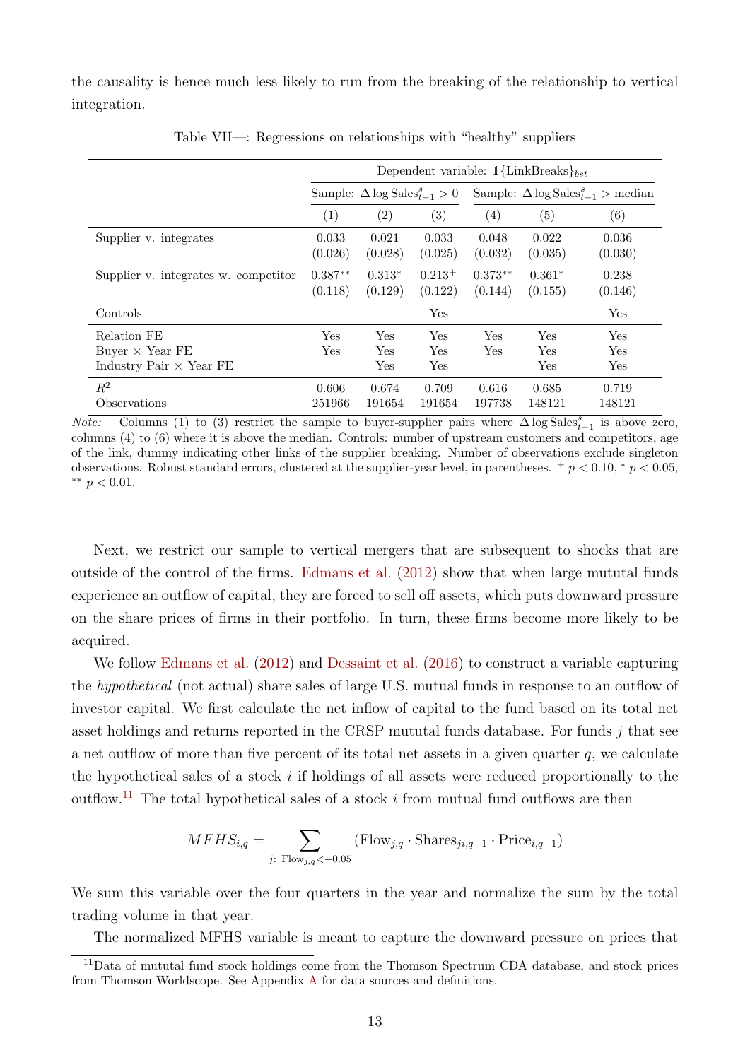the causality is hence much less likely to run from the breaking of the relationship to vertical integration.

Table VII—: Regressions on relationships with "healthy" suppliers

| | Dependent variable: $\mathbb{1}\{\text{LinkBreaks}\}_{bst}$ | | | | | |
|---|---|---|---|---|---|---|
| | Sample: $\Delta \log \text{Sales}^s_{t-1} > 0$ | | | Sample: $\Delta \log \text{Sales}^s_{t-1} >$ median | | |
| | (1) | (2) | (3) | (4) | (5) | (6) |
| Supplier v. integrates | 0.033 | 0.021 | 0.033 | 0.048 | 0.022 | 0.036 |
| | (0.026) | (0.028) | (0.025) | (0.032) | (0.035) | (0.030) |
| Supplier v. integrates w. competitor | $0.387^{**}$ | $0.313^{*}$ | $0.213^{+}$ | $0.373^{**}$ | $0.361^{*}$ | 0.238 |
| | (0.118) | (0.129) | (0.122) | (0.144) | (0.155) | (0.146) |
| Controls | | | Yes | | | Yes |
| Relation FE | Yes | Yes | Yes | Yes | Yes | Yes |
| Buyer × Year FE | Yes | Yes | Yes | Yes | Yes | Yes |
| Industry Pair × Year FE | | Yes | Yes | | Yes | Yes |
| $R^2$ | 0.606 | 0.674 | 0.709 | 0.616 | 0.685 | 0.719 |
| Observations | 251966 | 191654 | 191654 | 197738 | 148121 | 148121 |

*Note:* Columns (1) to (3) restrict the sample to buyer-supplier pairs where $\Delta \log \text{Sales}^s_{t-1}$ is above zero, columns (4) to (6) where it is above the median. Controls: number of upstream customers and competitors, age of the link, dummy indicating other links of the supplier breaking. Number of observations exclude singleton observations. Robust standard errors, clustered at the supplier-year level, in parentheses. $^{+}$ $p < 0.10$, $^{*}$ $p < 0.05$, $^{**}$ $p < 0.01$.

Next, we restrict our sample to vertical mergers that are subsequent to shocks that are outside of the control of the firms. Edmans et al. (2012) show that when large mututal funds experience an outflow of capital, they are forced to sell off assets, which puts downward pressure on the share prices of firms in their portfolio. In turn, these firms become more likely to be acquired.

We follow Edmans et al. (2012) and Dessaint et al. (2016) to construct a variable capturing the *hypothetical* (not actual) share sales of large U.S. mutual funds in response to an outflow of investor capital. We first calculate the net inflow of capital to the fund based on its total net asset holdings and returns reported in the CRSP mututal funds database. For funds $j$ that see a net outflow of more than five percent of its total net assets in a given quarter $q$, we calculate the hypothetical sales of a stock $i$ if holdings of all assets were reduced proportionally to the outflow.[11] The total hypothetical sales of a stock $i$ from mutual fund outflows are then

$$MFHS_{i,q} = \sum_{j:\ \text{Flow}_{j,q} < -0.05} (\text{Flow}_{j,q} \cdot \text{Shares}_{ji,q-1} \cdot \text{Price}_{i,q-1})$$

We sum this variable over the four quarters in the year and normalize the sum by the total trading volume in that year.

The normalized MFHS variable is meant to capture the downward pressure on prices that

[11] Data of mututal fund stock holdings come from the Thomson Spectrum CDA database, and stock prices from Thomson Worldscope. See Appendix A for data sources and definitions.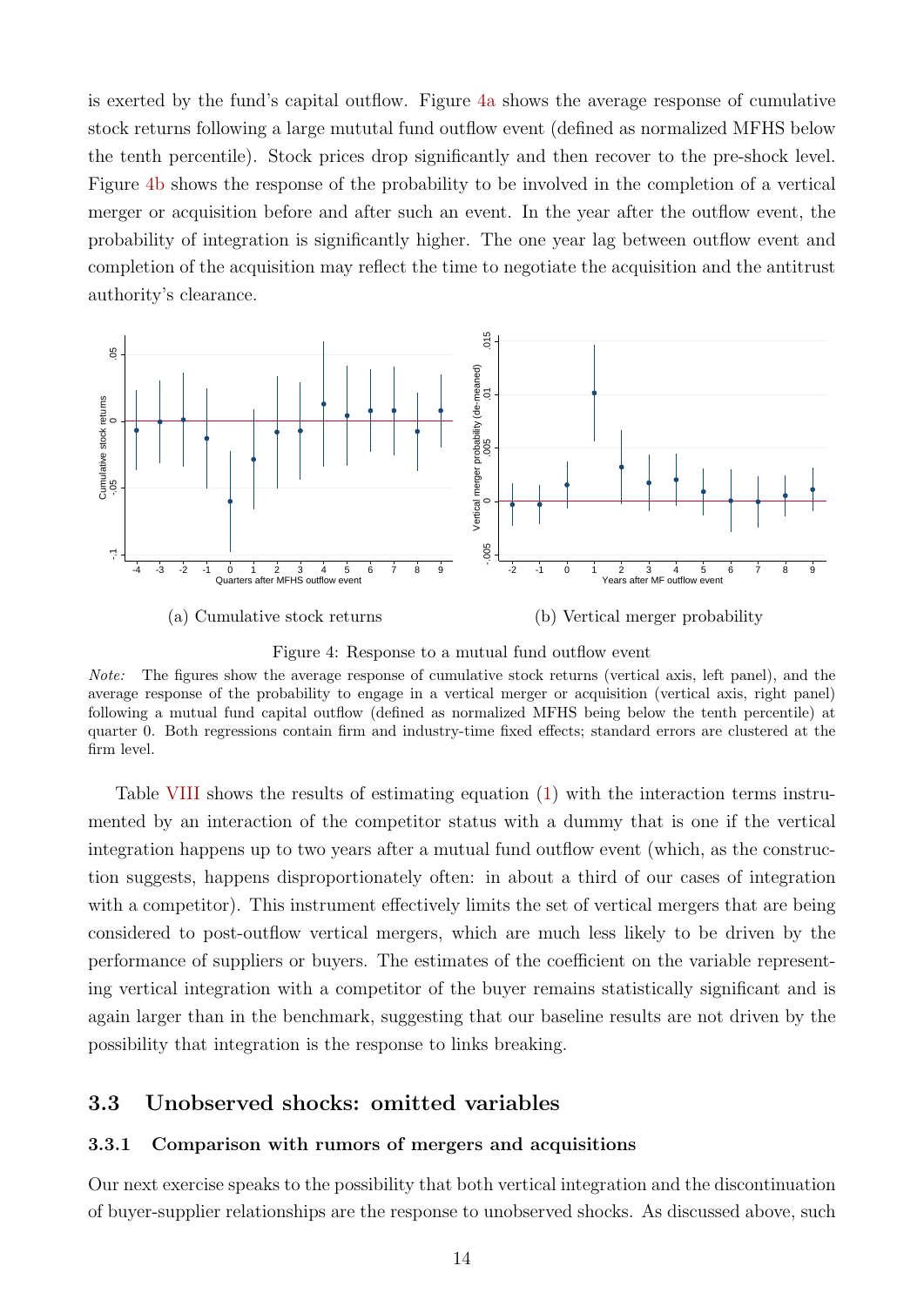is exerted by the fund's capital outflow. Figure 4a shows the average response of cumulative stock returns following a large mututal fund outflow event (defined as normalized MFHS below the tenth percentile). Stock prices drop significantly and then recover to the pre-shock level. Figure 4b shows the response of the probability to be involved in the completion of a vertical merger or acquisition before and after such an event. In the year after the outflow event, the probability of integration is significantly higher. The one year lag between outflow event and completion of the acquisition may reflect the time to negotiate the acquisition and the antitrust authority's clearance.

(a) Cumulative stock returns

(b) Vertical merger probability

Figure 4: Response to a mutual fund outflow event

*Note:* The figures show the average response of cumulative stock returns (vertical axis, left panel), and the average response of the probability to engage in a vertical merger or acquisition (vertical axis, right panel) following a mutual fund capital outflow (defined as normalized MFHS being below the tenth percentile) at quarter 0. Both regressions contain firm and industry-time fixed effects; standard errors are clustered at the firm level.

Table VIII shows the results of estimating equation (1) with the interaction terms instrumented by an interaction of the competitor status with a dummy that is one if the vertical integration happens up to two years after a mutual fund outflow event (which, as the construction suggests, happens disproportionately often: in about a third of our cases of integration with a competitor). This instrument effectively limits the set of vertical mergers that are being considered to post-outflow vertical mergers, which are much less likely to be driven by the performance of suppliers or buyers. The estimates of the coefficient on the variable representing vertical integration with a competitor of the buyer remains statistically significant and is again larger than in the benchmark, suggesting that our baseline results are not driven by the possibility that integration is the response to links breaking.

## 3.3 Unobserved shocks: omitted variables

### 3.3.1 Comparison with rumors of mergers and acquisitions

Our next exercise speaks to the possibility that both vertical integration and the discontinuation of buyer-supplier relationships are the response to unobserved shocks. As discussed above, such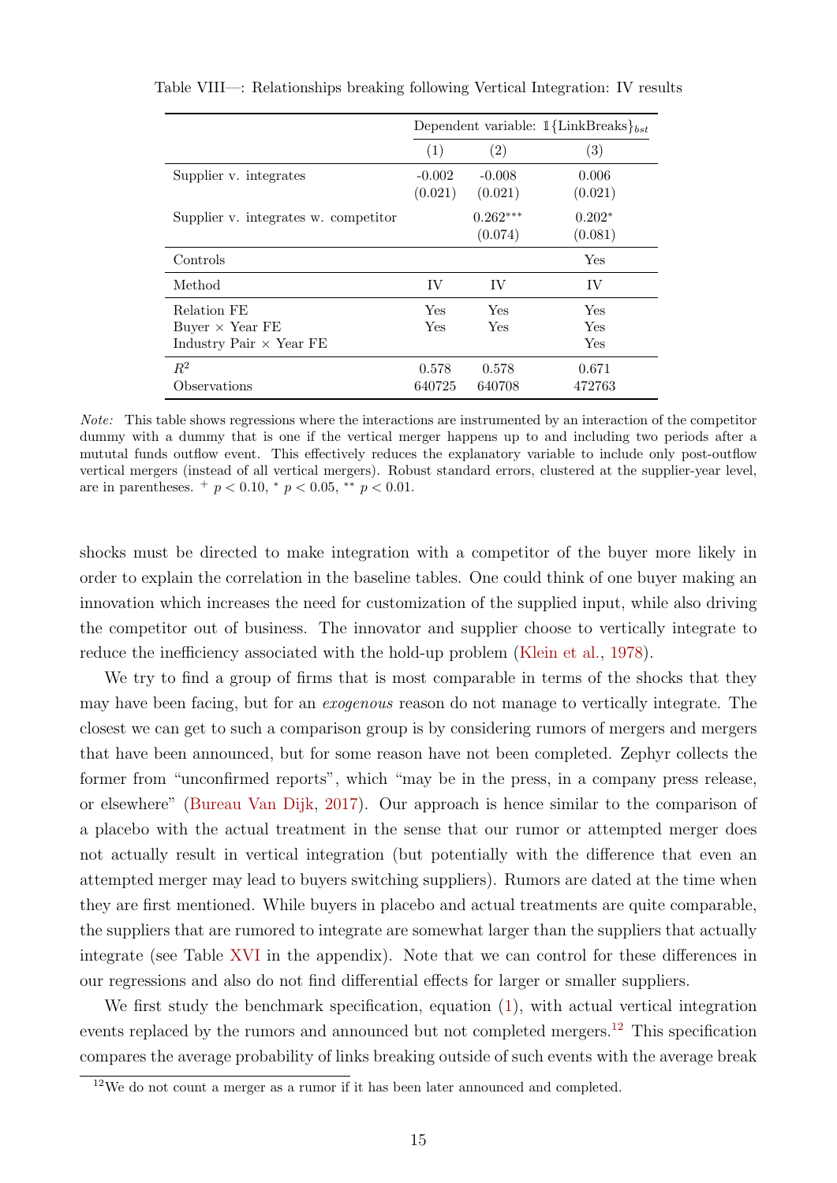Table VIII—: Relationships breaking following Vertical Integration: IV results

| | Dependent variable: $\mathbb{1}\{\text{LinkBreaks}\}_{bst}$ | | |
|---|---|---|---|
| | (1) | (2) | (3) |
| Supplier v. integrates | -0.002 | -0.008 | 0.006 |
| | (0.021) | (0.021) | (0.021) |
| Supplier v. integrates w. competitor | | 0.262*** | 0.202* |
| | | (0.074) | (0.081) |
| Controls | | | Yes |
| Method | IV | IV | IV |
| Relation FE | Yes | Yes | Yes |
| Buyer × Year FE | Yes | Yes | Yes |
| Industry Pair × Year FE | | | Yes |
| $R^2$ | 0.578 | 0.578 | 0.671 |
| Observations | 640725 | 640708 | 472763 |

*Note:* This table shows regressions where the interactions are instrumented by an interaction of the competitor dummy with a dummy that is one if the vertical merger happens up to and including two periods after a mututal funds outflow event. This effectively reduces the explanatory variable to include only post-outflow vertical mergers (instead of all vertical mergers). Robust standard errors, clustered at the supplier-year level, are in parentheses. $^{+}$ $p < 0.10$, $^{*}$ $p < 0.05$, $^{**}$ $p < 0.01$.

shocks must be directed to make integration with a competitor of the buyer more likely in order to explain the correlation in the baseline tables. One could think of one buyer making an innovation which increases the need for customization of the supplied input, while also driving the competitor out of business. The innovator and supplier choose to vertically integrate to reduce the inefficiency associated with the hold-up problem (Klein et al., 1978).

We try to find a group of firms that is most comparable in terms of the shocks that they may have been facing, but for an *exogenous* reason do not manage to vertically integrate. The closest we can get to such a comparison group is by considering rumors of mergers and mergers that have been announced, but for some reason have not been completed. Zephyr collects the former from "unconfirmed reports", which "may be in the press, in a company press release, or elsewhere" (Bureau Van Dijk, 2017). Our approach is hence similar to the comparison of a placebo with the actual treatment in the sense that our rumor or attempted merger does not actually result in vertical integration (but potentially with the difference that even an attempted merger may lead to buyers switching suppliers). Rumors are dated at the time when they are first mentioned. While buyers in placebo and actual treatments are quite comparable, the suppliers that are rumored to integrate are somewhat larger than the suppliers that actually integrate (see Table XVI in the appendix). Note that we can control for these differences in our regressions and also do not find differential effects for larger or smaller suppliers.

We first study the benchmark specification, equation (1), with actual vertical integration events replaced by the rumors and announced but not completed mergers.[12] This specification compares the average probability of links breaking outside of such events with the average break

[12] We do not count a merger as a rumor if it has been later announced and completed.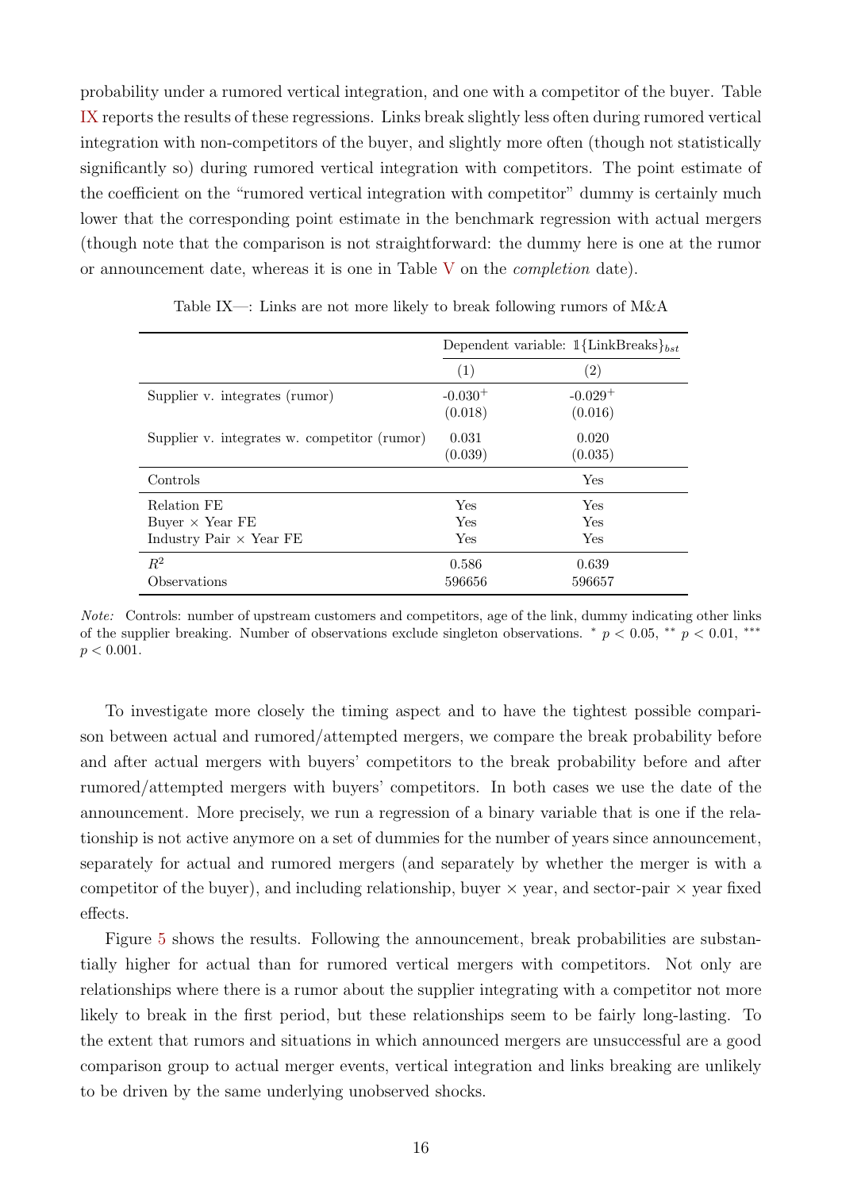probability under a rumored vertical integration, and one with a competitor of the buyer. Table IX reports the results of these regressions. Links break slightly less often during rumored vertical integration with non-competitors of the buyer, and slightly more often (though not statistically significantly so) during rumored vertical integration with competitors. The point estimate of the coefficient on the "rumored vertical integration with competitor" dummy is certainly much lower that the corresponding point estimate in the benchmark regression with actual mergers (though note that the comparison is not straightforward: the dummy here is one at the rumor or announcement date, whereas it is one in Table V on the *completion* date).

Table IX—: Links are not more likely to break following rumors of M&A

| | Dependent variable: $\mathbb{1}\{\text{LinkBreaks}\}_{bst}$ | |
|---|---|---|
| | (1) | (2) |
| Supplier v. integrates (rumor) | -0.030$^{+}$ | -0.029$^{+}$ |
| | (0.018) | (0.016) |
| Supplier v. integrates w. competitor (rumor) | 0.031 | 0.020 |
| | (0.039) | (0.035) |
| Controls | | Yes |
| Relation FE | Yes | Yes |
| Buyer × Year FE | Yes | Yes |
| Industry Pair × Year FE | Yes | Yes |
| $R^2$ | 0.586 | 0.639 |
| Observations | 596656 | 596657 |

*Note:* Controls: number of upstream customers and competitors, age of the link, dummy indicating other links of the supplier breaking. Number of observations exclude singleton observations. $^{*}$ $p < 0.05$, $^{**}$ $p < 0.01$, $^{***}$ $p < 0.001$.

To investigate more closely the timing aspect and to have the tightest possible comparison between actual and rumored/attempted mergers, we compare the break probability before and after actual mergers with buyers' competitors to the break probability before and after rumored/attempted mergers with buyers' competitors. In both cases we use the date of the announcement. More precisely, we run a regression of a binary variable that is one if the relationship is not active anymore on a set of dummies for the number of years since announcement, separately for actual and rumored mergers (and separately by whether the merger is with a competitor of the buyer), and including relationship, buyer × year, and sector-pair × year fixed effects.

Figure 5 shows the results. Following the announcement, break probabilities are substantially higher for actual than for rumored vertical mergers with competitors. Not only are relationships where there is a rumor about the supplier integrating with a competitor not more likely to break in the first period, but these relationships seem to be fairly long-lasting. To the extent that rumors and situations in which announced mergers are unsuccessful are a good comparison group to actual merger events, vertical integration and links breaking are unlikely to be driven by the same underlying unobserved shocks.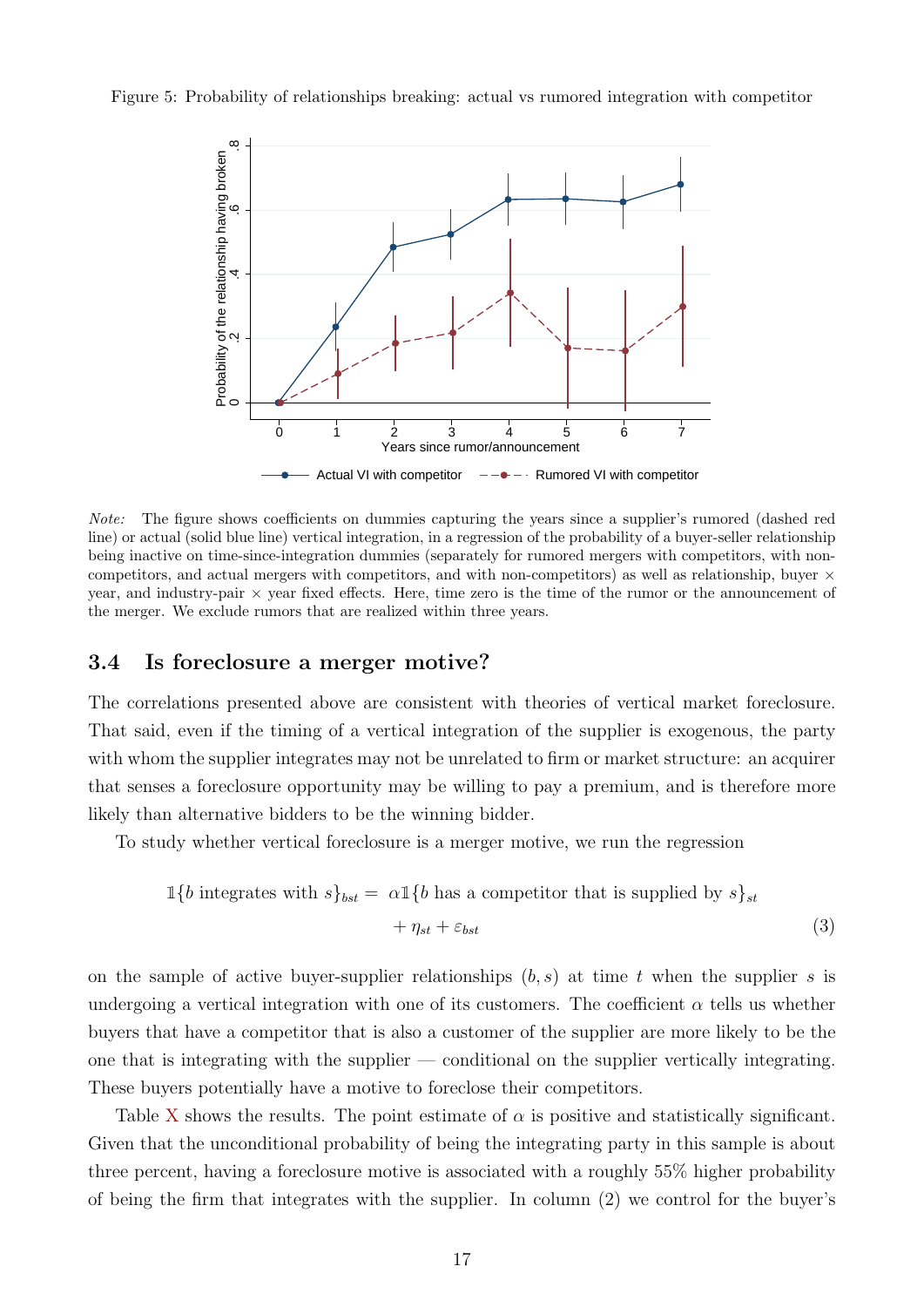Figure 5: Probability of relationships breaking: actual vs rumored integration with competitor

*Note:* The figure shows coefficients on dummies capturing the years since a supplier's rumored (dashed red line) or actual (solid blue line) vertical integration, in a regression of the probability of a buyer-seller relationship being inactive on time-since-integration dummies (separately for rumored mergers with competitors, with non-competitors, and actual mergers with competitors, and with non-competitors) as well as relationship, buyer × year, and industry-pair × year fixed effects. Here, time zero is the time of the rumor or the announcement of the merger. We exclude rumors that are realized within three years.

### 3.4 Is foreclosure a merger motive?

The correlations presented above are consistent with theories of vertical market foreclosure. That said, even if the timing of a vertical integration of the supplier is exogenous, the party with whom the supplier integrates may not be unrelated to firm or market structure: an acquirer that senses a foreclosure opportunity may be willing to pay a premium, and is therefore more likely than alternative bidders to be the winning bidder.

To study whether vertical foreclosure is a merger motive, we run the regression

$$\mathbb{1}\{b \text{ integrates with } s\}_{bst} = \alpha \mathbb{1}\{b \text{ has a competitor that is supplied by } s\}_{st} + \eta_{st} + \varepsilon_{bst} \tag{3}$$

on the sample of active buyer-supplier relationships $(b, s)$ at time $t$ when the supplier $s$ is undergoing a vertical integration with one of its customers. The coefficient $\alpha$ tells us whether buyers that have a competitor that is also a customer of the supplier are more likely to be the one that is integrating with the supplier — conditional on the supplier vertically integrating. These buyers potentially have a motive to foreclose their competitors.

Table X shows the results. The point estimate of $\alpha$ is positive and statistically significant. Given that the unconditional probability of being the integrating party in this sample is about three percent, having a foreclosure motive is associated with a roughly 55% higher probability of being the firm that integrates with the supplier. In column (2) we control for the buyer's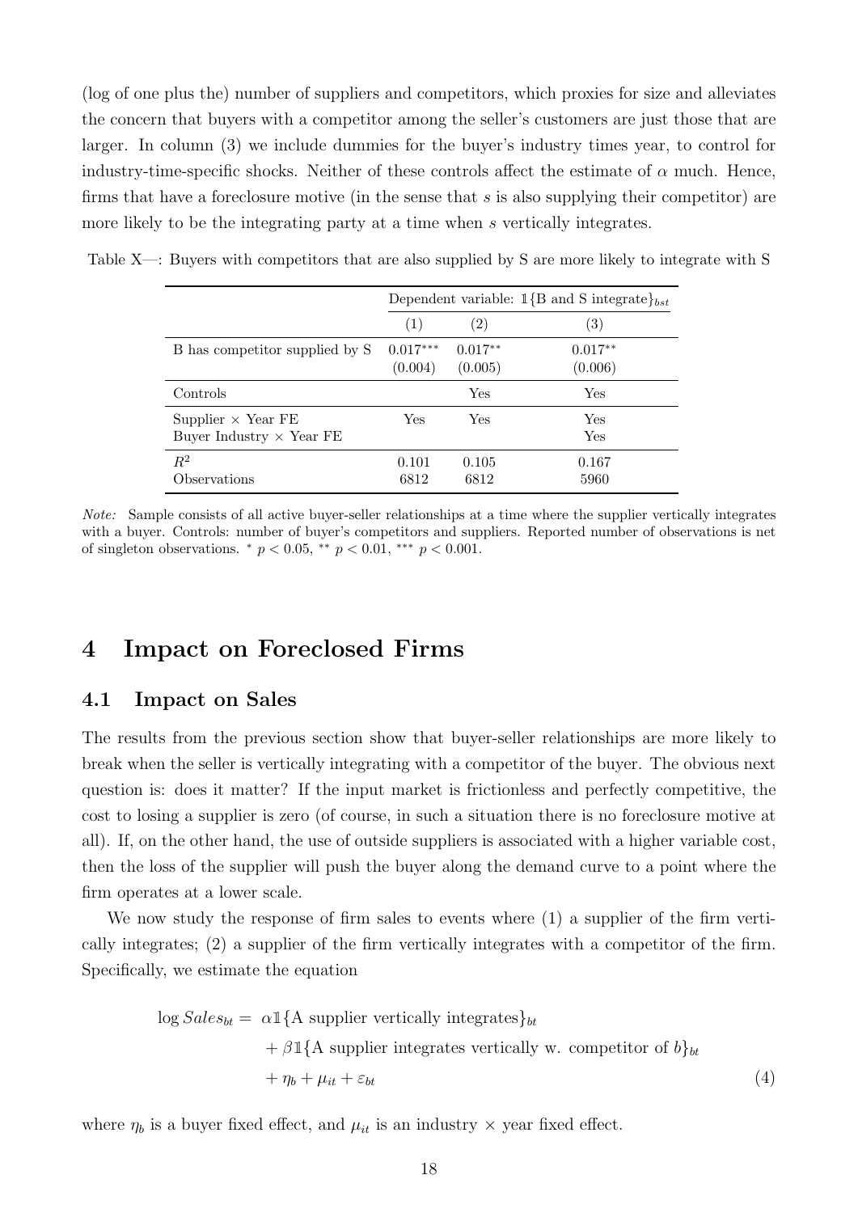(log of one plus the) number of suppliers and competitors, which proxies for size and alleviates the concern that buyers with a competitor among the seller's customers are just those that are larger. In column (3) we include dummies for the buyer's industry times year, to control for industry-time-specific shocks. Neither of these controls affect the estimate of $\alpha$ much. Hence, firms that have a foreclosure motive (in the sense that $s$ is also supplying their competitor) are more likely to be the integrating party at a time when $s$ vertically integrates.

Table X—: Buyers with competitors that are also supplied by S are more likely to integrate with S

| | Dependent variable: $\mathbb{1}\{\text{B and S integrate}\}_{bst}$ | | |
|---|---|---|---|
| | (1) | (2) | (3) |
| B has competitor supplied by S | 0.017*** | 0.017** | 0.017** |
| | (0.004) | (0.005) | (0.006) |
| Controls | | Yes | Yes |
| Supplier × Year FE | Yes | Yes | Yes |
| Buyer Industry × Year FE | | | Yes |
| $R^2$ | 0.101 | 0.105 | 0.167 |
| Observations | 6812 | 6812 | 5960 |

*Note:* Sample consists of all active buyer-seller relationships at a time where the supplier vertically integrates with a buyer. Controls: number of buyer's competitors and suppliers. Reported number of observations is net of singleton observations. * $p < 0.05$, ** $p < 0.01$, *** $p < 0.001$.

# 4 Impact on Foreclosed Firms

## 4.1 Impact on Sales

The results from the previous section show that buyer-seller relationships are more likely to break when the seller is vertically integrating with a competitor of the buyer. The obvious next question is: does it matter? If the input market is frictionless and perfectly competitive, the cost to losing a supplier is zero (of course, in such a situation there is no foreclosure motive at all). If, on the other hand, the use of outside suppliers is associated with a higher variable cost, then the loss of the supplier will push the buyer along the demand curve to a point where the firm operates at a lower scale.

We now study the response of firm sales to events where (1) a supplier of the firm vertically integrates; (2) a supplier of the firm vertically integrates with a competitor of the firm. Specifically, we estimate the equation

$$
\begin{aligned}
\log Sales_{bt} = \; & \alpha \mathbb{1}\{\text{A supplier vertically integrates}\}_{bt} \\
& + \beta \mathbb{1}\{\text{A supplier integrates vertically w. competitor of } b\}_{bt} \\
& + \eta_b + \mu_{it} + \varepsilon_{bt} \qquad (4)
\end{aligned}
$$

where $\eta_b$ is a buyer fixed effect, and $\mu_{it}$ is an industry × year fixed effect.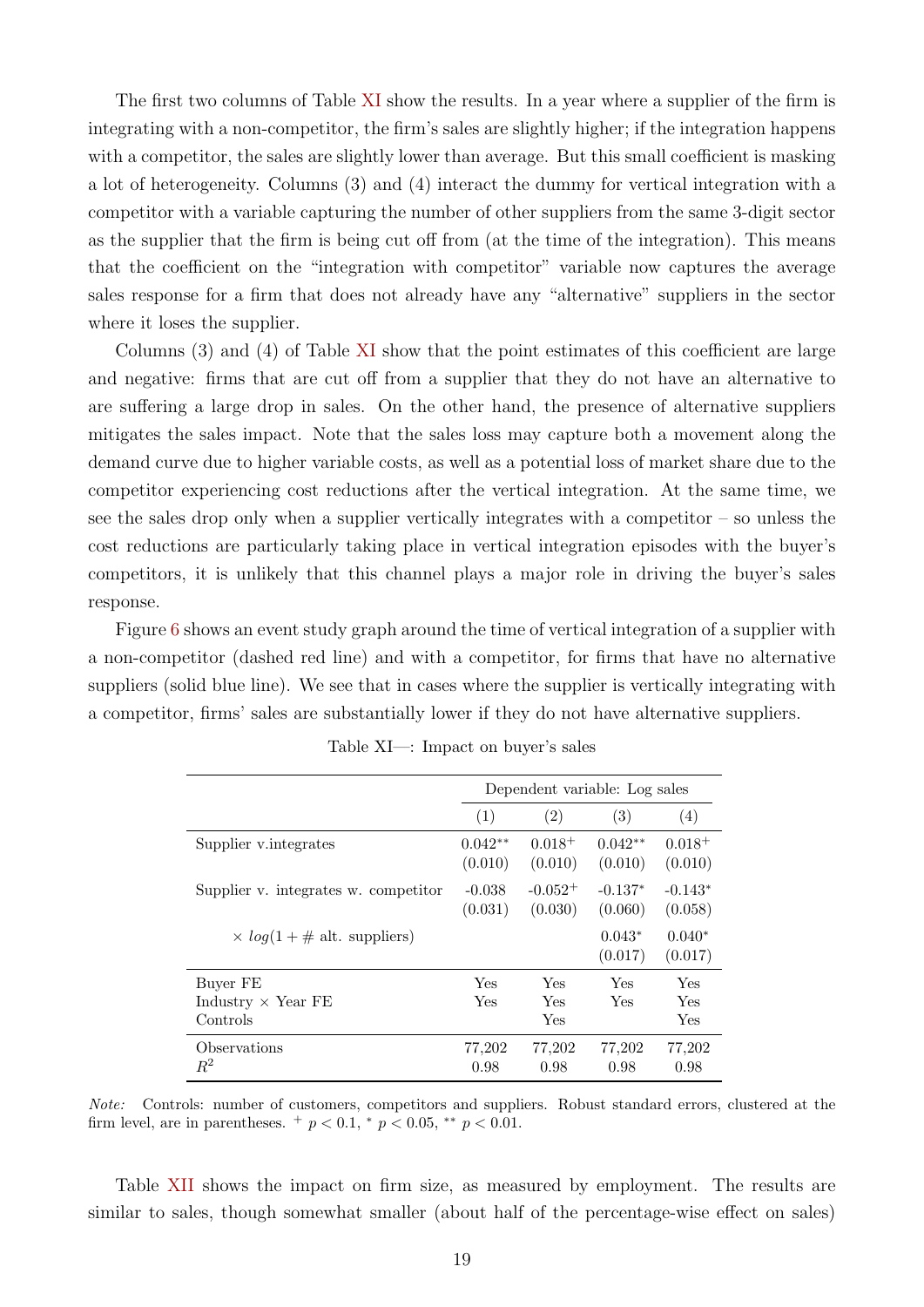The first two columns of Table XI show the results. In a year where a supplier of the firm is integrating with a non-competitor, the firm's sales are slightly higher; if the integration happens with a competitor, the sales are slightly lower than average. But this small coefficient is masking a lot of heterogeneity. Columns (3) and (4) interact the dummy for vertical integration with a competitor with a variable capturing the number of other suppliers from the same 3-digit sector as the supplier that the firm is being cut off from (at the time of the integration). This means that the coefficient on the "integration with competitor" variable now captures the average sales response for a firm that does not already have any "alternative" suppliers in the sector where it loses the supplier.

Columns (3) and (4) of Table XI show that the point estimates of this coefficient are large and negative: firms that are cut off from a supplier that they do not have an alternative to are suffering a large drop in sales. On the other hand, the presence of alternative suppliers mitigates the sales impact. Note that the sales loss may capture both a movement along the demand curve due to higher variable costs, as well as a potential loss of market share due to the competitor experiencing cost reductions after the vertical integration. At the same time, we see the sales drop only when a supplier vertically integrates with a competitor – so unless the cost reductions are particularly taking place in vertical integration episodes with the buyer's competitors, it is unlikely that this channel plays a major role in driving the buyer's sales response.

Figure 6 shows an event study graph around the time of vertical integration of a supplier with a non-competitor (dashed red line) and with a competitor, for firms that have no alternative suppliers (solid blue line). We see that in cases where the supplier is vertically integrating with a competitor, firms' sales are substantially lower if they do not have alternative suppliers.

Table XI—: Impact on buyer's sales

| | Dependent variable: Log sales | | | |
|---|---|---|---|---|
| | (1) | (2) | (3) | (4) |
| Supplier v.integrates | $0.042^{**}$ | $0.018^{+}$ | $0.042^{**}$ | $0.018^{+}$ |
| | (0.010) | (0.010) | (0.010) | (0.010) |
| Supplier v. integrates w. competitor | -0.038 | $-0.052^{+}$ | $-0.137^{*}$ | $-0.143^{*}$ |
| | (0.031) | (0.030) | (0.060) | (0.058) |
| $\times$ $log(1+\#$ alt. suppliers) | | | $0.043^{*}$ | $0.040^{*}$ |
| | | | (0.017) | (0.017) |
| Buyer FE | Yes | Yes | Yes | Yes |
| Industry $\times$ Year FE | Yes | Yes | Yes | Yes |
| Controls | | Yes | | Yes |
| Observations | 77,202 | 77,202 | 77,202 | 77,202 |
| $R^2$ | 0.98 | 0.98 | 0.98 | 0.98 |

*Note:* Controls: number of customers, competitors and suppliers. Robust standard errors, clustered at the firm level, are in parentheses. $^{+}$ $p < 0.1$, $^{*}$ $p < 0.05$, $^{**}$ $p < 0.01$.

Table XII shows the impact on firm size, as measured by employment. The results are similar to sales, though somewhat smaller (about half of the percentage-wise effect on sales)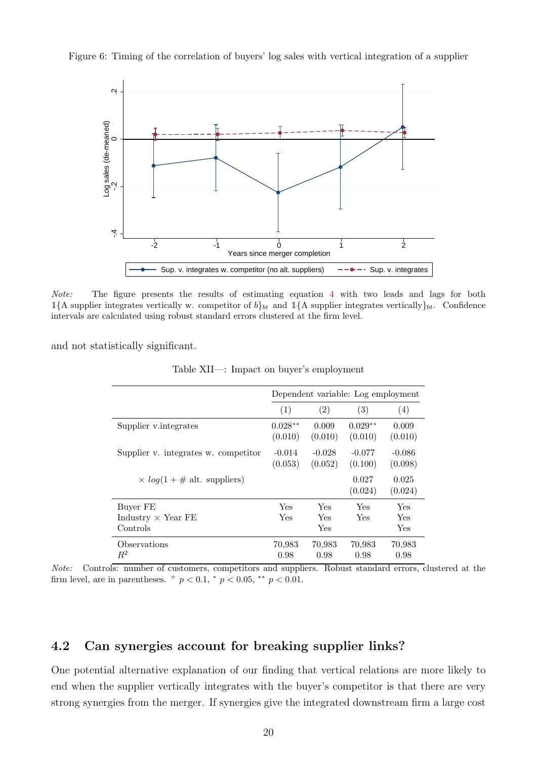Figure 6: Timing of the correlation of buyers' log sales with vertical integration of a supplier

*Note:* The figure presents the results of estimating equation 4 with two leads and lags for both $\mathbb{1}\{\text{A supplier integrates vertically w. competitor of } b\}_{bt}$ and $\mathbb{1}\{\text{A supplier integrates vertically}\}_{bt}$. Confidence intervals are calculated using robust standard errors clustered at the firm level.

and not statistically significant.

Table XII—: Impact on buyer's employment

| | Dependent variable: Log employment | | | |
|---|---|---|---|---|
| | (1) | (2) | (3) | (4) |
| Supplier v.integrates | 0.028** | 0.009 | 0.029** | 0.009 |
| | (0.010) | (0.010) | (0.010) | (0.010) |
| Supplier v. integrates w. competitor | -0.014 | -0.028 | -0.077 | -0.086 |
| | (0.053) | (0.052) | (0.100) | (0.098) |
| $\times$ $log(1 + \#$ alt. suppliers$)$ | | | 0.027 | 0.025 |
| | | | (0.024) | (0.024) |
| Buyer FE | Yes | Yes | Yes | Yes |
| Industry $\times$ Year FE | Yes | Yes | Yes | Yes |
| Controls | | Yes | | Yes |
| Observations | 70,983 | 70,983 | 70,983 | 70,983 |
| $R^2$ | 0.98 | 0.98 | 0.98 | 0.98 |

*Note:* Controls: number of customers, competitors and suppliers. Robust standard errors, clustered at the firm level, are in parentheses. $^{+}$ $p < 0.1$, $^{*}$ $p < 0.05$, $^{**}$ $p < 0.01$.

## 4.2 Can synergies account for breaking supplier links?

One potential alternative explanation of our finding that vertical relations are more likely to end when the supplier vertically integrates with the buyer's competitor is that there are very strong synergies from the merger. If synergies give the integrated downstream firm a large cost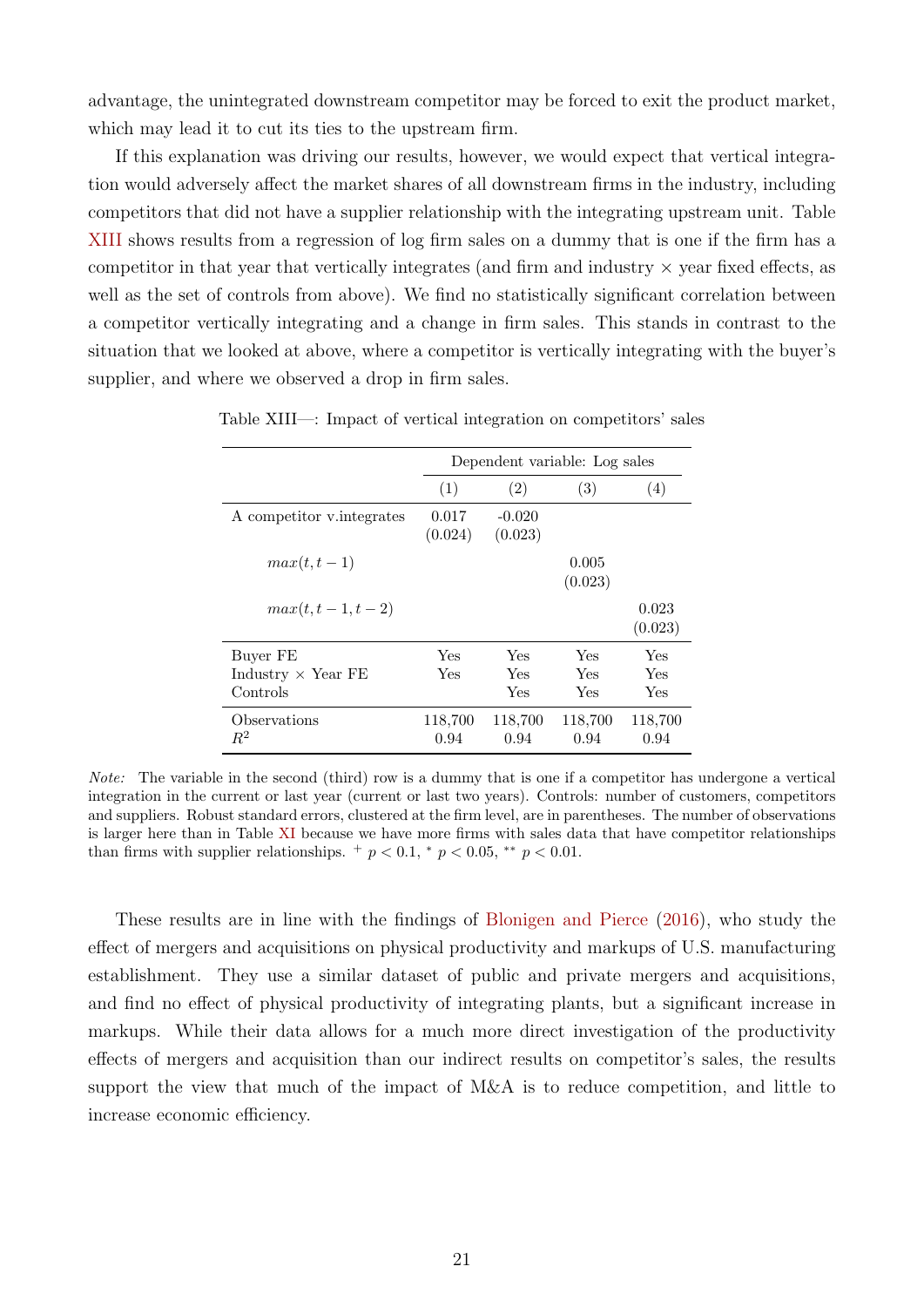advantage, the unintegrated downstream competitor may be forced to exit the product market, which may lead it to cut its ties to the upstream firm.

If this explanation was driving our results, however, we would expect that vertical integration would adversely affect the market shares of all downstream firms in the industry, including competitors that did not have a supplier relationship with the integrating upstream unit. Table XIII shows results from a regression of log firm sales on a dummy that is one if the firm has a competitor in that year that vertically integrates (and firm and industry × year fixed effects, as well as the set of controls from above). We find no statistically significant correlation between a competitor vertically integrating and a change in firm sales. This stands in contrast to the situation that we looked at above, where a competitor is vertically integrating with the buyer's supplier, and where we observed a drop in firm sales.

Table XIII—: Impact of vertical integration on competitors' sales

| | Dependent variable: Log sales | | | |
|---|---|---|---|---|
| | (1) | (2) | (3) | (4) |
| A competitor v.integrates | 0.017<br>(0.024) | -0.020<br>(0.023) | | |
| $max(t, t-1)$ | | | 0.005<br>(0.023) | |
| $max(t, t-1, t-2)$ | | | | 0.023<br>(0.023) |
| Buyer FE | Yes | Yes | Yes | Yes |
| Industry × Year FE | Yes | Yes | Yes | Yes |
| Controls | | Yes | Yes | Yes |
| Observations | 118,700 | 118,700 | 118,700 | 118,700 |
| $R^2$ | 0.94 | 0.94 | 0.94 | 0.94 |

*Note:* The variable in the second (third) row is a dummy that is one if a competitor has undergone a vertical integration in the current or last year (current or last two years). Controls: number of customers, competitors and suppliers. Robust standard errors, clustered at the firm level, are in parentheses. The number of observations is larger here than in Table XI because we have more firms with sales data that have competitor relationships than firms with supplier relationships. $^{+}$ $p < 0.1$, $^{*}$ $p < 0.05$, $^{**}$ $p < 0.01$.

These results are in line with the findings of Blonigen and Pierce (2016), who study the effect of mergers and acquisitions on physical productivity and markups of U.S. manufacturing establishment. They use a similar dataset of public and private mergers and acquisitions, and find no effect of physical productivity of integrating plants, but a significant increase in markups. While their data allows for a much more direct investigation of the productivity effects of mergers and acquisition than our indirect results on competitor's sales, the results support the view that much of the impact of M&A is to reduce competition, and little to increase economic efficiency.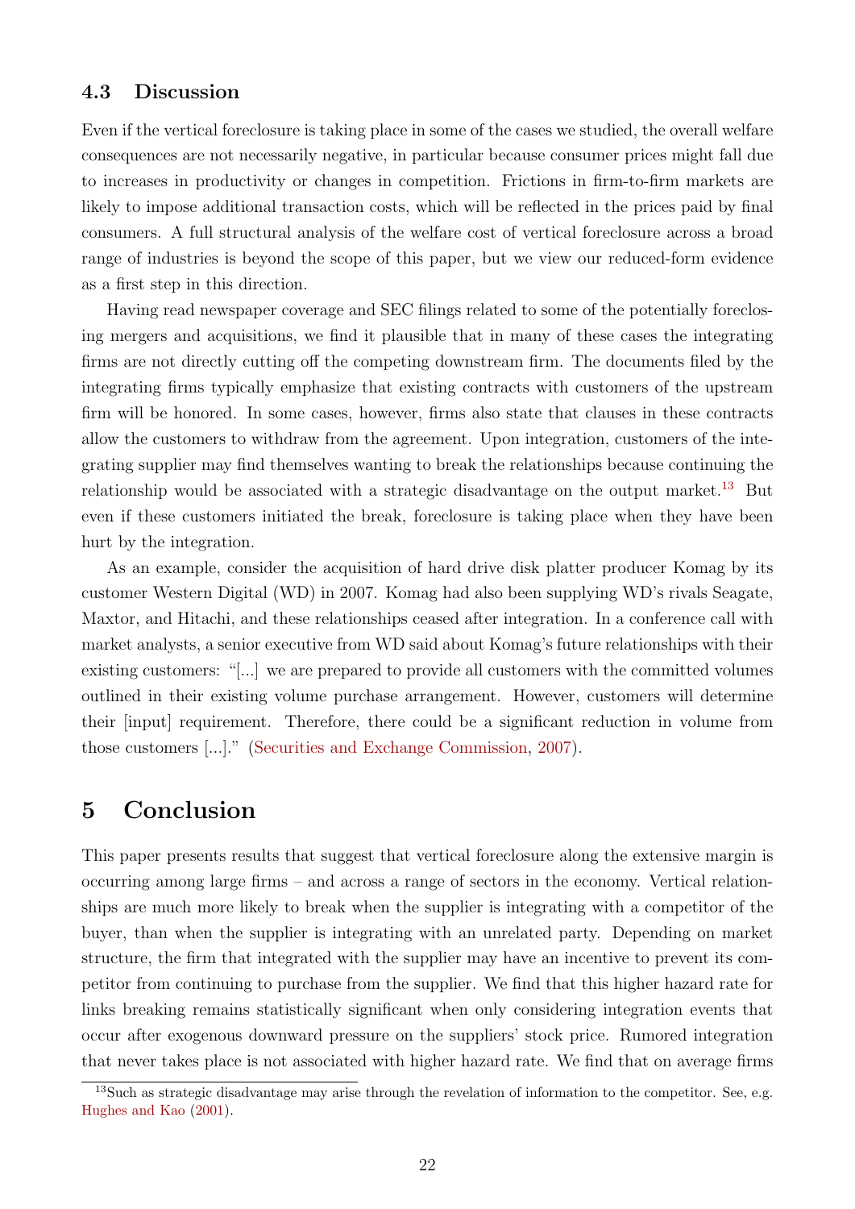### 4.3 Discussion

Even if the vertical foreclosure is taking place in some of the cases we studied, the overall welfare consequences are not necessarily negative, in particular because consumer prices might fall due to increases in productivity or changes in competition. Frictions in firm-to-firm markets are likely to impose additional transaction costs, which will be reflected in the prices paid by final consumers. A full structural analysis of the welfare cost of vertical foreclosure across a broad range of industries is beyond the scope of this paper, but we view our reduced-form evidence as a first step in this direction.

Having read newspaper coverage and SEC filings related to some of the potentially foreclosing mergers and acquisitions, we find it plausible that in many of these cases the integrating firms are not directly cutting off the competing downstream firm. The documents filed by the integrating firms typically emphasize that existing contracts with customers of the upstream firm will be honored. In some cases, however, firms also state that clauses in these contracts allow the customers to withdraw from the agreement. Upon integration, customers of the integrating supplier may find themselves wanting to break the relationships because continuing the relationship would be associated with a strategic disadvantage on the output market.[13] But even if these customers initiated the break, foreclosure is taking place when they have been hurt by the integration.

As an example, consider the acquisition of hard drive disk platter producer Komag by its customer Western Digital (WD) in 2007. Komag had also been supplying WD's rivals Seagate, Maxtor, and Hitachi, and these relationships ceased after integration. In a conference call with market analysts, a senior executive from WD said about Komag's future relationships with their existing customers: "[...] we are prepared to provide all customers with the committed volumes outlined in their existing volume purchase arrangement. However, customers will determine their [input] requirement. Therefore, there could be a significant reduction in volume from those customers [...]." (Securities and Exchange Commission, 2007).

## 5 Conclusion

This paper presents results that suggest that vertical foreclosure along the extensive margin is occurring among large firms – and across a range of sectors in the economy. Vertical relationships are much more likely to break when the supplier is integrating with a competitor of the buyer, than when the supplier is integrating with an unrelated party. Depending on market structure, the firm that integrated with the supplier may have an incentive to prevent its competitor from continuing to purchase from the supplier. We find that this higher hazard rate for links breaking remains statistically significant when only considering integration events that occur after exogenous downward pressure on the suppliers' stock price. Rumored integration that never takes place is not associated with higher hazard rate. We find that on average firms

[13] Such as strategic disadvantage may arise through the revelation of information to the competitor. See, e.g. Hughes and Kao (2001).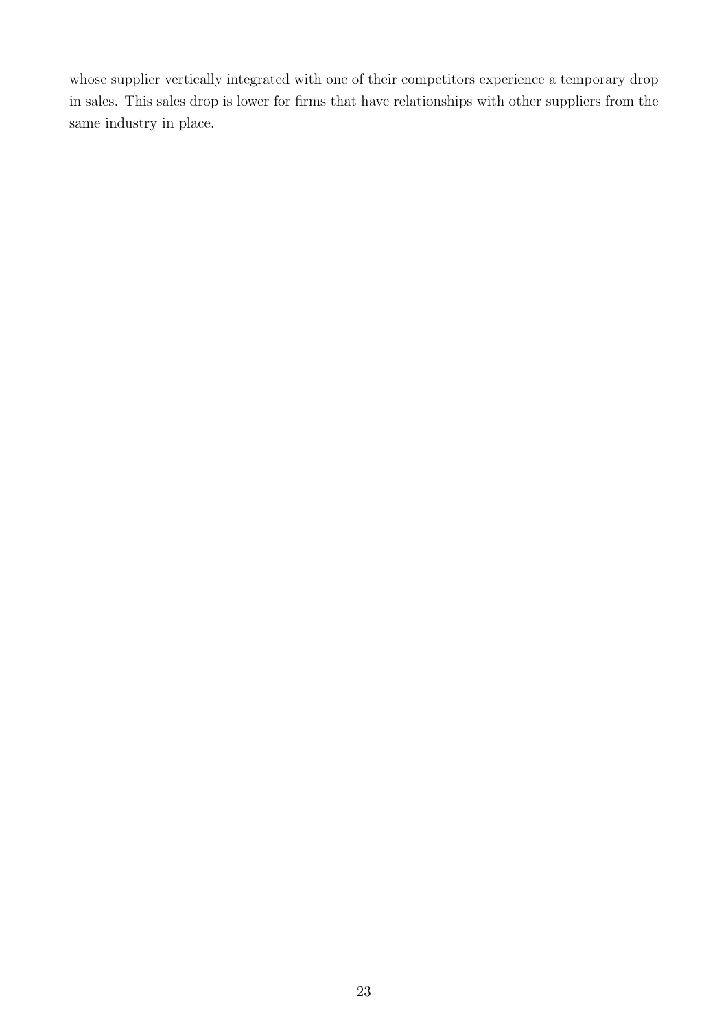whose supplier vertically integrated with one of their competitors experience a temporary drop in sales. This sales drop is lower for firms that have relationships with other suppliers from the same industry in place.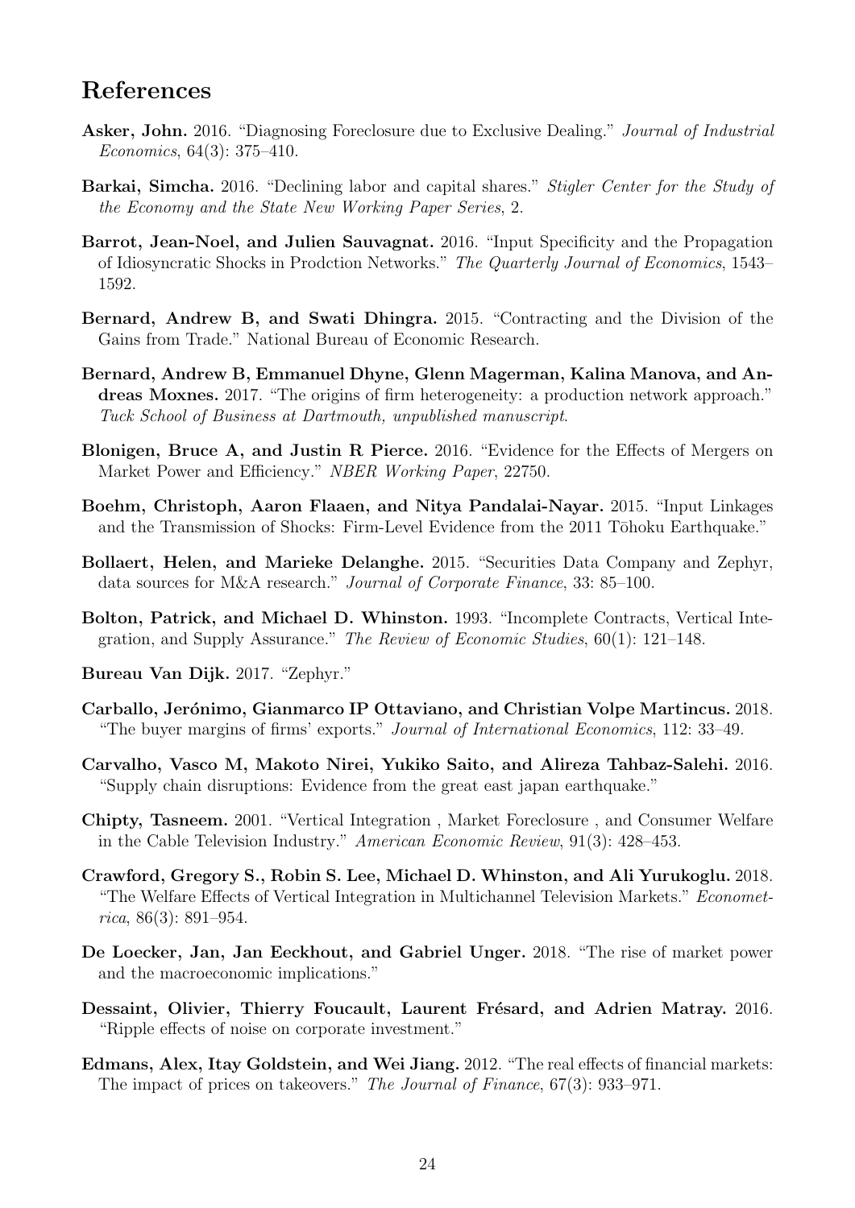# References

**Asker, John.** 2016. "Diagnosing Foreclosure due to Exclusive Dealing." *Journal of Industrial Economics*, 64(3): 375–410.

**Barkai, Simcha.** 2016. "Declining labor and capital shares." *Stigler Center for the Study of the Economy and the State New Working Paper Series*, 2.

**Barrot, Jean-Noel, and Julien Sauvagnat.** 2016. "Input Specificity and the Propagation of Idiosyncratic Shocks in Prodction Networks." *The Quarterly Journal of Economics*, 1543–1592.

**Bernard, Andrew B, and Swati Dhingra.** 2015. "Contracting and the Division of the Gains from Trade." National Bureau of Economic Research.

**Bernard, Andrew B, Emmanuel Dhyne, Glenn Magerman, Kalina Manova, and Andreas Moxnes.** 2017. "The origins of firm heterogeneity: a production network approach." *Tuck School of Business at Dartmouth, unpublished manuscript*.

**Blonigen, Bruce A, and Justin R Pierce.** 2016. "Evidence for the Effects of Mergers on Market Power and Efficiency." *NBER Working Paper*, 22750.

**Boehm, Christoph, Aaron Flaaen, and Nitya Pandalai-Nayar.** 2015. "Input Linkages and the Transmission of Shocks: Firm-Level Evidence from the 2011 Tōhoku Earthquake."

**Bollaert, Helen, and Marieke Delanghe.** 2015. "Securities Data Company and Zephyr, data sources for M&A research." *Journal of Corporate Finance*, 33: 85–100.

**Bolton, Patrick, and Michael D. Whinston.** 1993. "Incomplete Contracts, Vertical Integration, and Supply Assurance." *The Review of Economic Studies*, 60(1): 121–148.

**Bureau Van Dijk.** 2017. "Zephyr."

**Carballo, Jerónimo, Gianmarco IP Ottaviano, and Christian Volpe Martincus.** 2018. "The buyer margins of firms' exports." *Journal of International Economics*, 112: 33–49.

**Carvalho, Vasco M, Makoto Nirei, Yukiko Saito, and Alireza Tahbaz-Salehi.** 2016. "Supply chain disruptions: Evidence from the great east japan earthquake."

**Chipty, Tasneem.** 2001. "Vertical Integration , Market Foreclosure , and Consumer Welfare in the Cable Television Industry." *American Economic Review*, 91(3): 428–453.

**Crawford, Gregory S., Robin S. Lee, Michael D. Whinston, and Ali Yurukoglu.** 2018. "The Welfare Effects of Vertical Integration in Multichannel Television Markets." *Econometrica*, 86(3): 891–954.

**De Loecker, Jan, Jan Eeckhout, and Gabriel Unger.** 2018. "The rise of market power and the macroeconomic implications."

**Dessaint, Olivier, Thierry Foucault, Laurent Frésard, and Adrien Matray.** 2016. "Ripple effects of noise on corporate investment."

**Edmans, Alex, Itay Goldstein, and Wei Jiang.** 2012. "The real effects of financial markets: The impact of prices on takeovers." *The Journal of Finance*, 67(3): 933–971.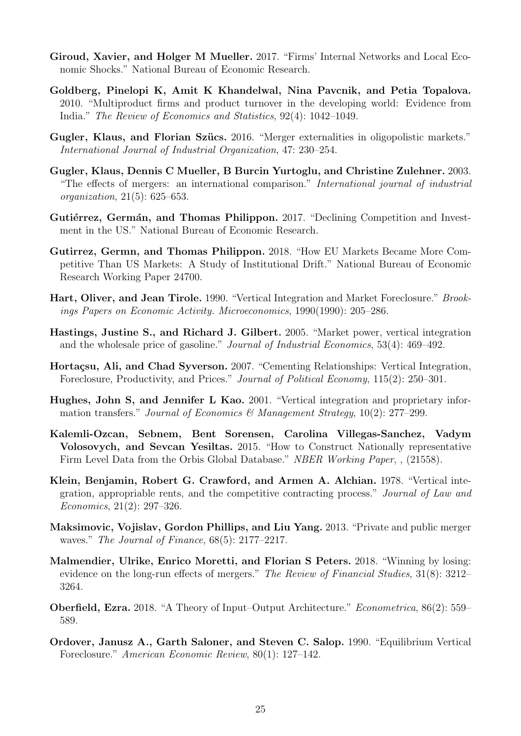**Giroud, Xavier, and Holger M Mueller.** 2017. "Firms' Internal Networks and Local Economic Shocks." National Bureau of Economic Research.

**Goldberg, Pinelopi K, Amit K Khandelwal, Nina Pavcnik, and Petia Topalova.** 2010. "Multiproduct firms and product turnover in the developing world: Evidence from India." *The Review of Economics and Statistics*, 92(4): 1042–1049.

**Gugler, Klaus, and Florian Szücs.** 2016. "Merger externalities in oligopolistic markets." *International Journal of Industrial Organization*, 47: 230–254.

**Gugler, Klaus, Dennis C Mueller, B Burcin Yurtoglu, and Christine Zulehner.** 2003. "The effects of mergers: an international comparison." *International journal of industrial organization*, 21(5): 625–653.

**Gutiérrez, Germán, and Thomas Philippon.** 2017. "Declining Competition and Investment in the US." National Bureau of Economic Research.

**Gutirrez, Germn, and Thomas Philippon.** 2018. "How EU Markets Became More Competitive Than US Markets: A Study of Institutional Drift." National Bureau of Economic Research Working Paper 24700.

**Hart, Oliver, and Jean Tirole.** 1990. "Vertical Integration and Market Foreclosure." *Brookings Papers on Economic Activity. Microeconomics*, 1990(1990): 205–286.

**Hastings, Justine S., and Richard J. Gilbert.** 2005. "Market power, vertical integration and the wholesale price of gasoline." *Journal of Industrial Economics*, 53(4): 469–492.

**Hortaçsu, Ali, and Chad Syverson.** 2007. "Cementing Relationships: Vertical Integration, Foreclosure, Productivity, and Prices." *Journal of Political Economy*, 115(2): 250–301.

**Hughes, John S, and Jennifer L Kao.** 2001. "Vertical integration and proprietary information transfers." *Journal of Economics & Management Strategy*, 10(2): 277–299.

**Kalemli-Ozcan, Sebnem, Bent Sorensen, Carolina Villegas-Sanchez, Vadym Volosovych, and Sevcan Yesiltas.** 2015. "How to Construct Nationally representative Firm Level Data from the Orbis Global Database." *NBER Working Paper*, , (21558).

**Klein, Benjamin, Robert G. Crawford, and Armen A. Alchian.** 1978. "Vertical integration, appropriable rents, and the competitive contracting process." *Journal of Law and Economics*, 21(2): 297–326.

**Maksimovic, Vojislav, Gordon Phillips, and Liu Yang.** 2013. "Private and public merger waves." *The Journal of Finance*, 68(5): 2177–2217.

**Malmendier, Ulrike, Enrico Moretti, and Florian S Peters.** 2018. "Winning by losing: evidence on the long-run effects of mergers." *The Review of Financial Studies*, 31(8): 3212–3264.

**Oberfield, Ezra.** 2018. "A Theory of Input–Output Architecture." *Econometrica*, 86(2): 559–589.

**Ordover, Janusz A., Garth Saloner, and Steven C. Salop.** 1990. "Equilibrium Vertical Foreclosure." *American Economic Review*, 80(1): 127–142.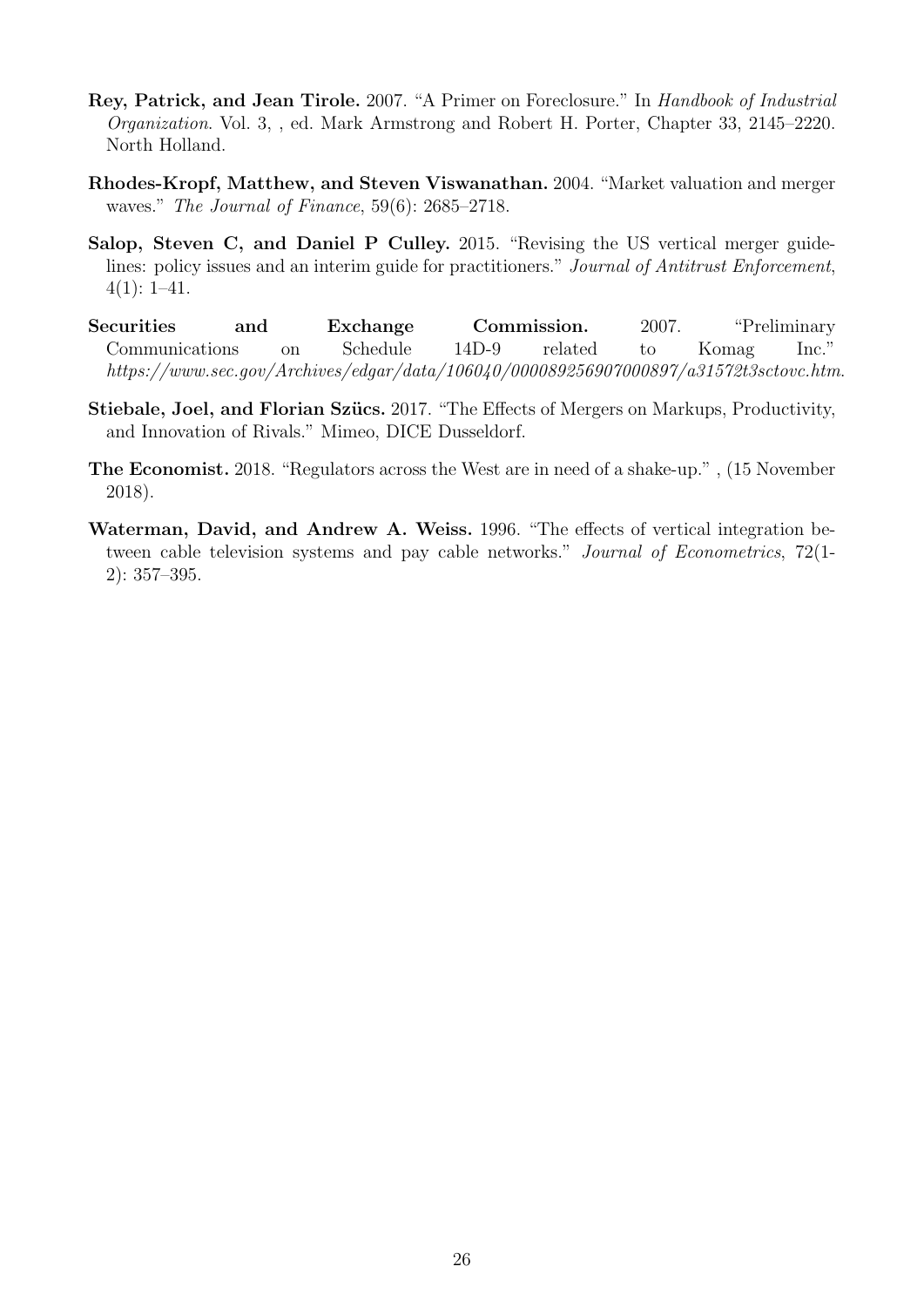**Rey, Patrick, and Jean Tirole.** 2007. "A Primer on Foreclosure." In *Handbook of Industrial Organization*. Vol. 3, , ed. Mark Armstrong and Robert H. Porter, Chapter 33, 2145–2220. North Holland.

**Rhodes-Kropf, Matthew, and Steven Viswanathan.** 2004. "Market valuation and merger waves." *The Journal of Finance*, 59(6): 2685–2718.

**Salop, Steven C, and Daniel P Culley.** 2015. "Revising the US vertical merger guidelines: policy issues and an interim guide for practitioners." *Journal of Antitrust Enforcement*, 4(1): 1–41.

**Securities and Exchange Commission.** 2007. "Preliminary Communications on Schedule 14D-9 related to Komag Inc." *https://www.sec.gov/Archives/edgar/data/106040/000089256907000897/a31572t3sctovc.htm*.

**Stiebale, Joel, and Florian Szücs.** 2017. "The Effects of Mergers on Markups, Productivity, and Innovation of Rivals." Mimeo, DICE Dusseldorf.

**The Economist.** 2018. "Regulators across the West are in need of a shake-up." , (15 November 2018).

**Waterman, David, and Andrew A. Weiss.** 1996. "The effects of vertical integration between cable television systems and pay cable networks." *Journal of Econometrics*, 72(1-2): 357–395.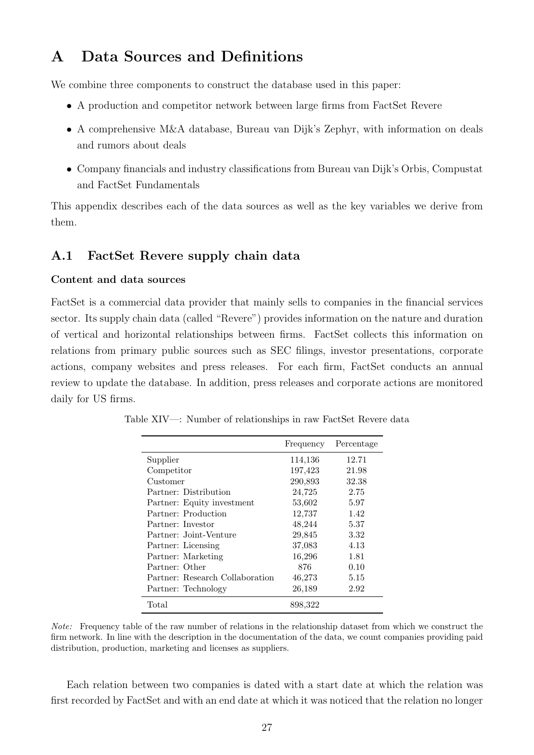# A Data Sources and Definitions

We combine three components to construct the database used in this paper:

- A production and competitor network between large firms from FactSet Revere
- A comprehensive M&A database, Bureau van Dijk's Zephyr, with information on deals and rumors about deals
- Company financials and industry classifications from Bureau van Dijk's Orbis, Compustat and FactSet Fundamentals

This appendix describes each of the data sources as well as the key variables we derive from them.

## A.1 FactSet Revere supply chain data

### Content and data sources

FactSet is a commercial data provider that mainly sells to companies in the financial services sector. Its supply chain data (called "Revere") provides information on the nature and duration of vertical and horizontal relationships between firms. FactSet collects this information on relations from primary public sources such as SEC filings, investor presentations, corporate actions, company websites and press releases. For each firm, FactSet conducts an annual review to update the database. In addition, press releases and corporate actions are monitored daily for US firms.

Table XIV—: Number of relationships in raw FactSet Revere data

| | Frequency | Percentage |
|---|---|---|
| Supplier | 114,136 | 12.71 |
| Competitor | 197,423 | 21.98 |
| Customer | 290,893 | 32.38 |
| Partner: Distribution | 24,725 | 2.75 |
| Partner: Equity investment | 53,602 | 5.97 |
| Partner: Production | 12,737 | 1.42 |
| Partner: Investor | 48,244 | 5.37 |
| Partner: Joint-Venture | 29,845 | 3.32 |
| Partner: Licensing | 37,083 | 4.13 |
| Partner: Marketing | 16,296 | 1.81 |
| Partner: Other | 876 | 0.10 |
| Partner: Research Collaboration | 46,273 | 5.15 |
| Partner: Technology | 26,189 | 2.92 |
| Total | 898,322 | |

*Note:* Frequency table of the raw number of relations in the relationship dataset from which we construct the firm network. In line with the description in the documentation of the data, we count companies providing paid distribution, production, marketing and licenses as suppliers.

Each relation between two companies is dated with a start date at which the relation was first recorded by FactSet and with an end date at which it was noticed that the relation no longer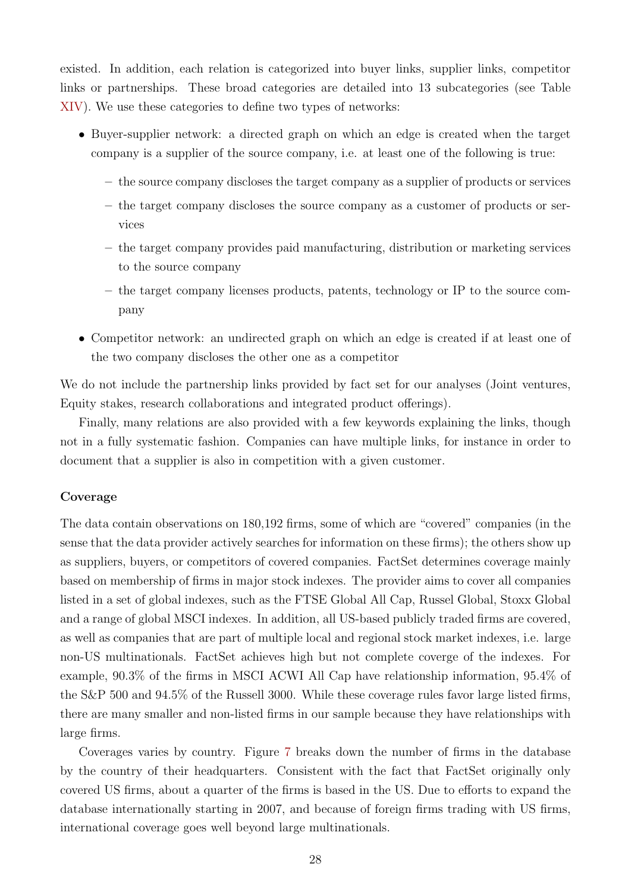existed. In addition, each relation is categorized into buyer links, supplier links, competitor links or partnerships. These broad categories are detailed into 13 subcategories (see Table XIV). We use these categories to define two types of networks:

- Buyer-supplier network: a directed graph on which an edge is created when the target company is a supplier of the source company, i.e. at least one of the following is true:
  - the source company discloses the target company as a supplier of products or services
  - the target company discloses the source company as a customer of products or services
  - the target company provides paid manufacturing, distribution or marketing services to the source company
  - the target company licenses products, patents, technology or IP to the source company
- Competitor network: an undirected graph on which an edge is created if at least one of the two company discloses the other one as a competitor

We do not include the partnership links provided by fact set for our analyses (Joint ventures, Equity stakes, research collaborations and integrated product offerings).

Finally, many relations are also provided with a few keywords explaining the links, though not in a fully systematic fashion. Companies can have multiple links, for instance in order to document that a supplier is also in competition with a given customer.

**Coverage**

The data contain observations on 180,192 firms, some of which are "covered" companies (in the sense that the data provider actively searches for information on these firms); the others show up as suppliers, buyers, or competitors of covered companies. FactSet determines coverage mainly based on membership of firms in major stock indexes. The provider aims to cover all companies listed in a set of global indexes, such as the FTSE Global All Cap, Russel Global, Stoxx Global and a range of global MSCI indexes. In addition, all US-based publicly traded firms are covered, as well as companies that are part of multiple local and regional stock market indexes, i.e. large non-US multinationals. FactSet achieves high but not complete coverge of the indexes. For example, 90.3% of the firms in MSCI ACWI All Cap have relationship information, 95.4% of the S&P 500 and 94.5% of the Russell 3000. While these coverage rules favor large listed firms, there are many smaller and non-listed firms in our sample because they have relationships with large firms.

Coverages varies by country. Figure 7 breaks down the number of firms in the database by the country of their headquarters. Consistent with the fact that FactSet originally only covered US firms, about a quarter of the firms is based in the US. Due to efforts to expand the database internationally starting in 2007, and because of foreign firms trading with US firms, international coverage goes well beyond large multinationals.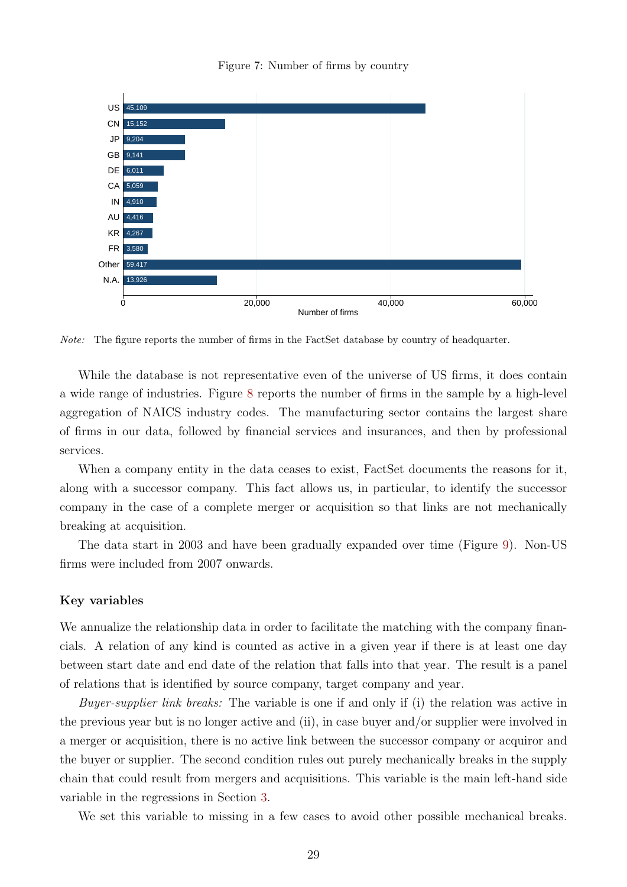Figure 7: Number of firms by country

| Country | Number of firms |
|---|---|
| US | 45,109 |
| CN | 15,152 |
| JP | 9,204 |
| GB | 9,141 |
| DE | 6,011 |
| CA | 5,059 |
| IN | 4,910 |
| AU | 4,416 |
| KR | 4,267 |
| FR | 3,580 |
| Other | 59,417 |
| N.A. | 13,926 |

*Note:* The figure reports the number of firms in the FactSet database by country of headquarter.

While the database is not representative even of the universe of US firms, it does contain a wide range of industries. Figure 8 reports the number of firms in the sample by a high-level aggregation of NAICS industry codes. The manufacturing sector contains the largest share of firms in our data, followed by financial services and insurances, and then by professional services.

When a company entity in the data ceases to exist, FactSet documents the reasons for it, along with a successor company. This fact allows us, in particular, to identify the successor company in the case of a complete merger or acquisition so that links are not mechanically breaking at acquisition.

The data start in 2003 and have been gradually expanded over time (Figure 9). Non-US firms were included from 2007 onwards.

### Key variables

We annualize the relationship data in order to facilitate the matching with the company financials. A relation of any kind is counted as active in a given year if there is at least one day between start date and end date of the relation that falls into that year. The result is a panel of relations that is identified by source company, target company and year.

*Buyer-supplier link breaks:* The variable is one if and only if (i) the relation was active in the previous year but is no longer active and (ii), in case buyer and/or supplier were involved in a merger or acquisition, there is no active link between the successor company or acquiror and the buyer or supplier. The second condition rules out purely mechanically breaks in the supply chain that could result from mergers and acquisitions. This variable is the main left-hand side variable in the regressions in Section 3.

We set this variable to missing in a few cases to avoid other possible mechanical breaks.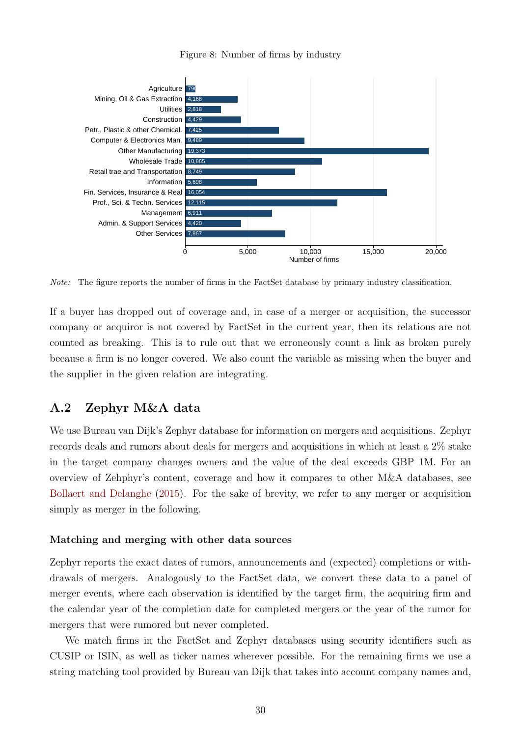Figure 8: Number of firms by industry

| Industry | Number of firms |
|---|---|
| Agriculture | 790 |
| Mining, Oil & Gas Extraction | 4,168 |
| Utilities | 2,818 |
| Construction | 4,429 |
| Petr., Plastic & other Chemical. | 7,425 |
| Computer & Electronics Man. | 9,489 |
| Other Manufacturing | 19,373 |
| Wholesale Trade | 10,865 |
| Retail trae and Transportation | 8,749 |
| Information | 5,698 |
| Fin. Services, Insurance & Real | 16,054 |
| Prof., Sci. & Techn. Services | 12,115 |
| Management | 6,911 |
| Admin. & Support Services | 4,420 |
| Other Services | 7,967 |

*Note:* The figure reports the number of firms in the FactSet database by primary industry classification.

If a buyer has dropped out of coverage and, in case of a merger or acquisition, the successor company or acquiror is not covered by FactSet in the current year, then its relations are not counted as breaking. This is to rule out that we erroneously count a link as broken purely because a firm is no longer covered. We also count the variable as missing when the buyer and the supplier in the given relation are integrating.

## A.2 Zephyr M&A data

We use Bureau van Dijk's Zephyr database for information on mergers and acquisitions. Zephyr records deals and rumors about deals for mergers and acquisitions in which at least a 2% stake in the target company changes owners and the value of the deal exceeds GBP 1M. For an overview of Zehphyr's content, coverage and how it compares to other M&A databases, see Bollaert and Delanghe (2015). For the sake of brevity, we refer to any merger or acquisition simply as merger in the following.

### Matching and merging with other data sources

Zephyr reports the exact dates of rumors, announcements and (expected) completions or withdrawals of mergers. Analogously to the FactSet data, we convert these data to a panel of merger events, where each observation is identified by the target firm, the acquiring firm and the calendar year of the completion date for completed mergers or the year of the rumor for mergers that were rumored but never completed.

We match firms in the FactSet and Zephyr databases using security identifiers such as CUSIP or ISIN, as well as ticker names wherever possible. For the remaining firms we use a string matching tool provided by Bureau van Dijk that takes into account company names and,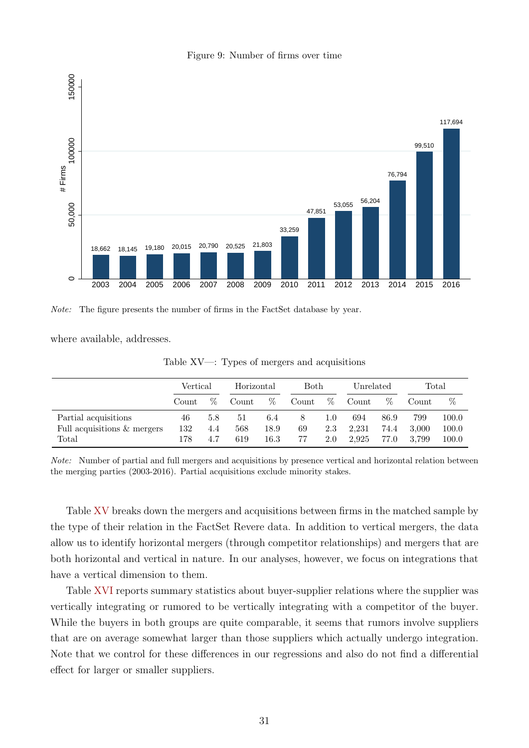Figure 9: Number of firms over time

*Note:* The figure presents the number of firms in the FactSet database by year.

where available, addresses.

Table XV—: Types of mergers and acquisitions

| | Vertical | | Horizontal | | Both | | Unrelated | | Total | |
|---|---|---|---|---|---|---|---|---|---|---|
| | Count | % | Count | % | Count | % | Count | % | Count | % |
| Partial acquisitions | 46 | 5.8 | 51 | 6.4 | 8 | 1.0 | 694 | 86.9 | 799 | 100.0 |
| Full acquisitions & mergers | 132 | 4.4 | 568 | 18.9 | 69 | 2.3 | 2,231 | 74.4 | 3,000 | 100.0 |
| Total | 178 | 4.7 | 619 | 16.3 | 77 | 2.0 | 2,925 | 77.0 | 3,799 | 100.0 |

*Note:* Number of partial and full mergers and acquisitions by presence vertical and horizontal relation between the merging parties (2003-2016). Partial acquisitions exclude minority stakes.

Table XV breaks down the mergers and acquisitions between firms in the matched sample by the type of their relation in the FactSet Revere data. In addition to vertical mergers, the data allow us to identify horizontal mergers (through competitor relationships) and mergers that are both horizontal and vertical in nature. In our analyses, however, we focus on integrations that have a vertical dimension to them.

Table XVI reports summary statistics about buyer-supplier relations where the supplier was vertically integrating or rumored to be vertically integrating with a competitor of the buyer. While the buyers in both groups are quite comparable, it seems that rumors involve suppliers that are on average somewhat larger than those suppliers which actually undergo integration. Note that we control for these differences in our regressions and also do not find a differential effect for larger or smaller suppliers.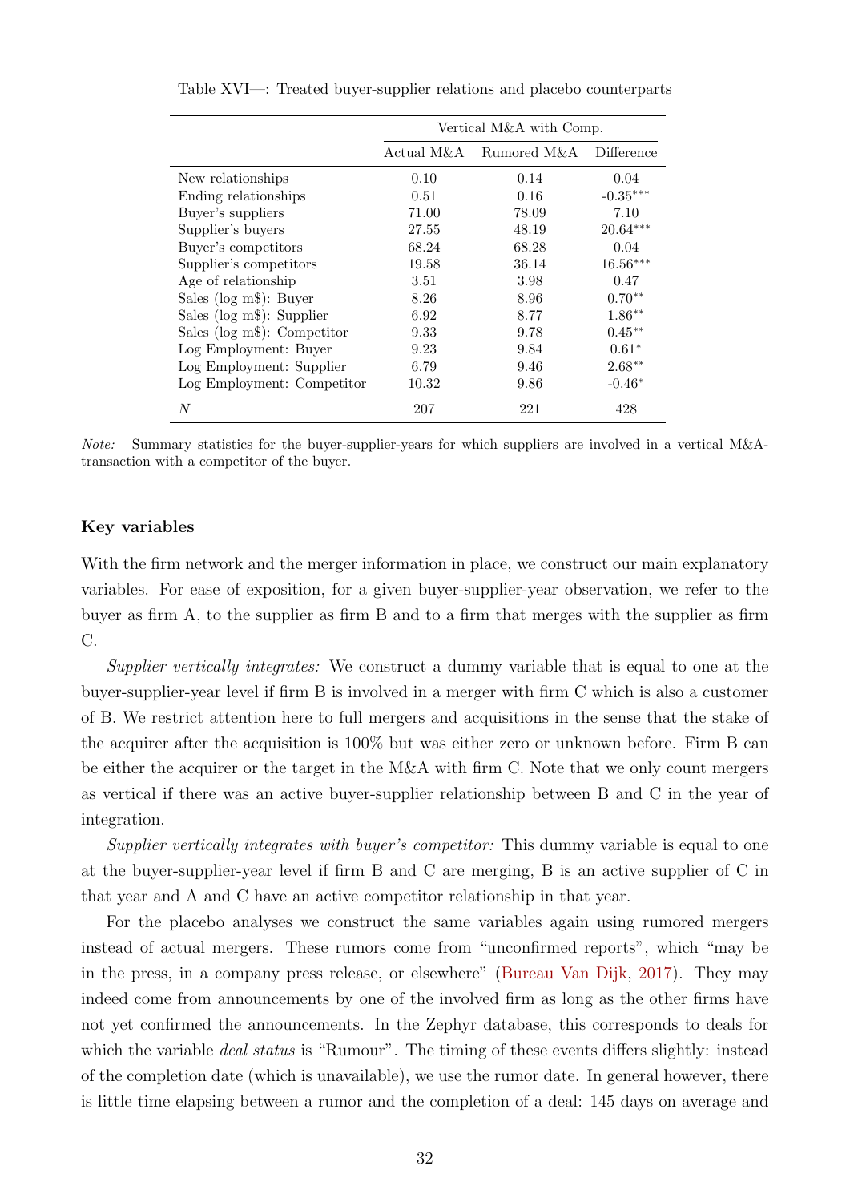Table XVI—: Treated buyer-supplier relations and placebo counterparts

| | Vertical M&A with Comp. | | |
|---|---|---|---|
| | Actual M&A | Rumored M&A | Difference |
| New relationships | 0.10 | 0.14 | 0.04 |
| Ending relationships | 0.51 | 0.16 | -0.35*** |
| Buyer's suppliers | 71.00 | 78.09 | 7.10 |
| Supplier's buyers | 27.55 | 48.19 | 20.64*** |
| Buyer's competitors | 68.24 | 68.28 | 0.04 |
| Supplier's competitors | 19.58 | 36.14 | 16.56*** |
| Age of relationship | 3.51 | 3.98 | 0.47 |
| Sales (log m$): Buyer | 8.26 | 8.96 | 0.70** |
| Sales (log m$): Supplier | 6.92 | 8.77 | 1.86** |
| Sales (log m$): Competitor | 9.33 | 9.78 | 0.45** |
| Log Employment: Buyer | 9.23 | 9.84 | 0.61* |
| Log Employment: Supplier | 6.79 | 9.46 | 2.68** |
| Log Employment: Competitor | 10.32 | 9.86 | -0.46* |
| $N$ | 207 | 221 | 428 |

*Note:* Summary statistics for the buyer-supplier-years for which suppliers are involved in a vertical M&A-transaction with a competitor of the buyer.

### Key variables

With the firm network and the merger information in place, we construct our main explanatory variables. For ease of exposition, for a given buyer-supplier-year observation, we refer to the buyer as firm A, to the supplier as firm B and to a firm that merges with the supplier as firm C.

*Supplier vertically integrates:* We construct a dummy variable that is equal to one at the buyer-supplier-year level if firm B is involved in a merger with firm C which is also a customer of B. We restrict attention here to full mergers and acquisitions in the sense that the stake of the acquirer after the acquisition is 100% but was either zero or unknown before. Firm B can be either the acquirer or the target in the M&A with firm C. Note that we only count mergers as vertical if there was an active buyer-supplier relationship between B and C in the year of integration.

*Supplier vertically integrates with buyer's competitor:* This dummy variable is equal to one at the buyer-supplier-year level if firm B and C are merging, B is an active supplier of C in that year and A and C have an active competitor relationship in that year.

For the placebo analyses we construct the same variables again using rumored mergers instead of actual mergers. These rumors come from "unconfirmed reports", which "may be in the press, in a company press release, or elsewhere" (Bureau Van Dijk, 2017). They may indeed come from announcements by one of the involved firm as long as the other firms have not yet confirmed the announcements. In the Zephyr database, this corresponds to deals for which the variable *deal status* is "Rumour". The timing of these events differs slightly: instead of the completion date (which is unavailable), we use the rumor date. In general however, there is little time elapsing between a rumor and the completion of a deal: 145 days on average and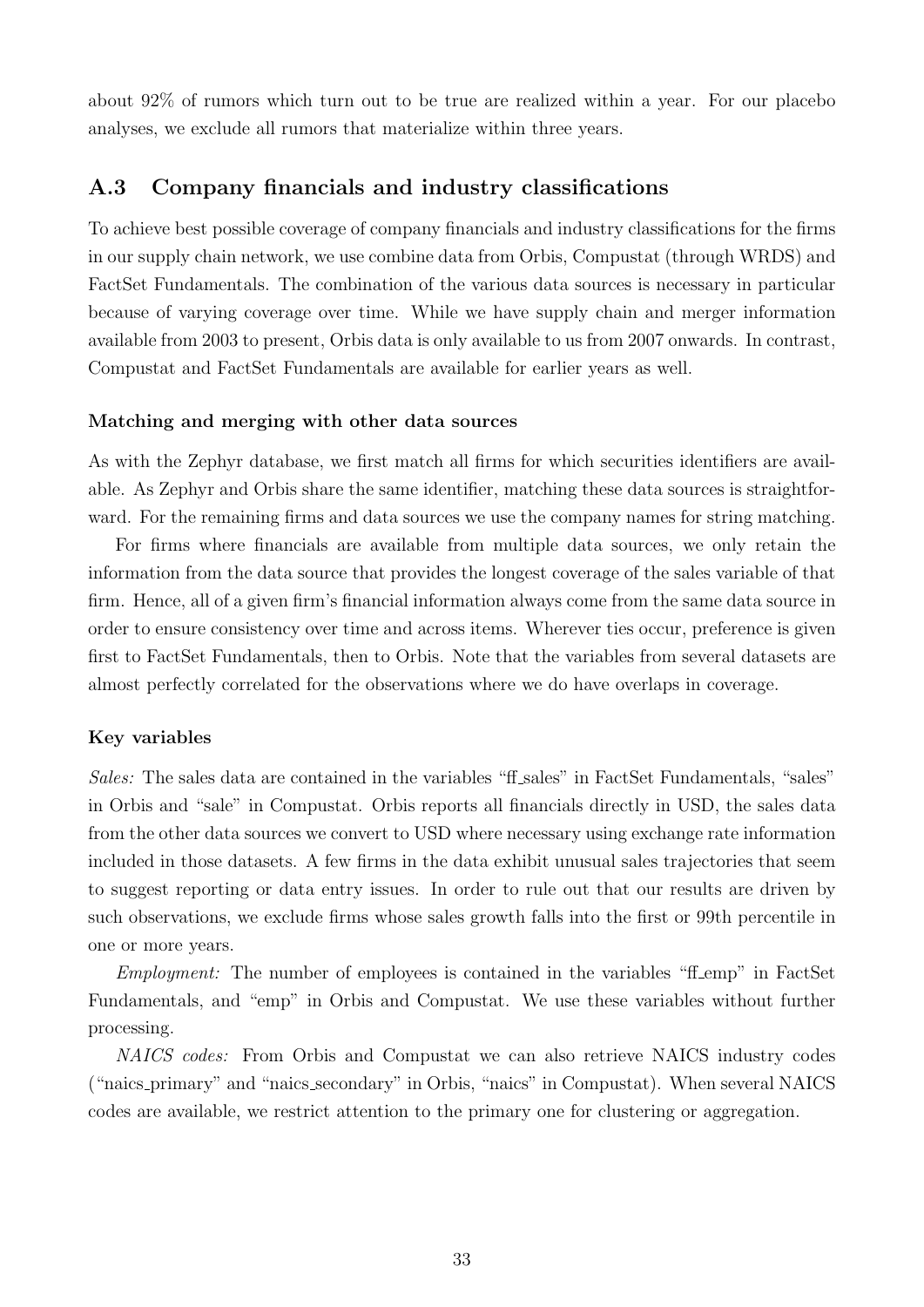about 92% of rumors which turn out to be true are realized within a year. For our placebo analyses, we exclude all rumors that materialize within three years.

## A.3 Company financials and industry classifications

To achieve best possible coverage of company financials and industry classifications for the firms in our supply chain network, we use combine data from Orbis, Compustat (through WRDS) and FactSet Fundamentals. The combination of the various data sources is necessary in particular because of varying coverage over time. While we have supply chain and merger information available from 2003 to present, Orbis data is only available to us from 2007 onwards. In contrast, Compustat and FactSet Fundamentals are available for earlier years as well.

### Matching and merging with other data sources

As with the Zephyr database, we first match all firms for which securities identifiers are available. As Zephyr and Orbis share the same identifier, matching these data sources is straightforward. For the remaining firms and data sources we use the company names for string matching.

For firms where financials are available from multiple data sources, we only retain the information from the data source that provides the longest coverage of the sales variable of that firm. Hence, all of a given firm's financial information always come from the same data source in order to ensure consistency over time and across items. Wherever ties occur, preference is given first to FactSet Fundamentals, then to Orbis. Note that the variables from several datasets are almost perfectly correlated for the observations where we do have overlaps in coverage.

### Key variables

*Sales:* The sales data are contained in the variables "ff_sales" in FactSet Fundamentals, "sales" in Orbis and "sale" in Compustat. Orbis reports all financials directly in USD, the sales data from the other data sources we convert to USD where necessary using exchange rate information included in those datasets. A few firms in the data exhibit unusual sales trajectories that seem to suggest reporting or data entry issues. In order to rule out that our results are driven by such observations, we exclude firms whose sales growth falls into the first or 99th percentile in one or more years.

*Employment:* The number of employees is contained in the variables "ff_emp" in FactSet Fundamentals, and "emp" in Orbis and Compustat. We use these variables without further processing.

*NAICS codes:* From Orbis and Compustat we can also retrieve NAICS industry codes ("naics_primary" and "naics_secondary" in Orbis, "naics" in Compustat). When several NAICS codes are available, we restrict attention to the primary one for clustering or aggregation.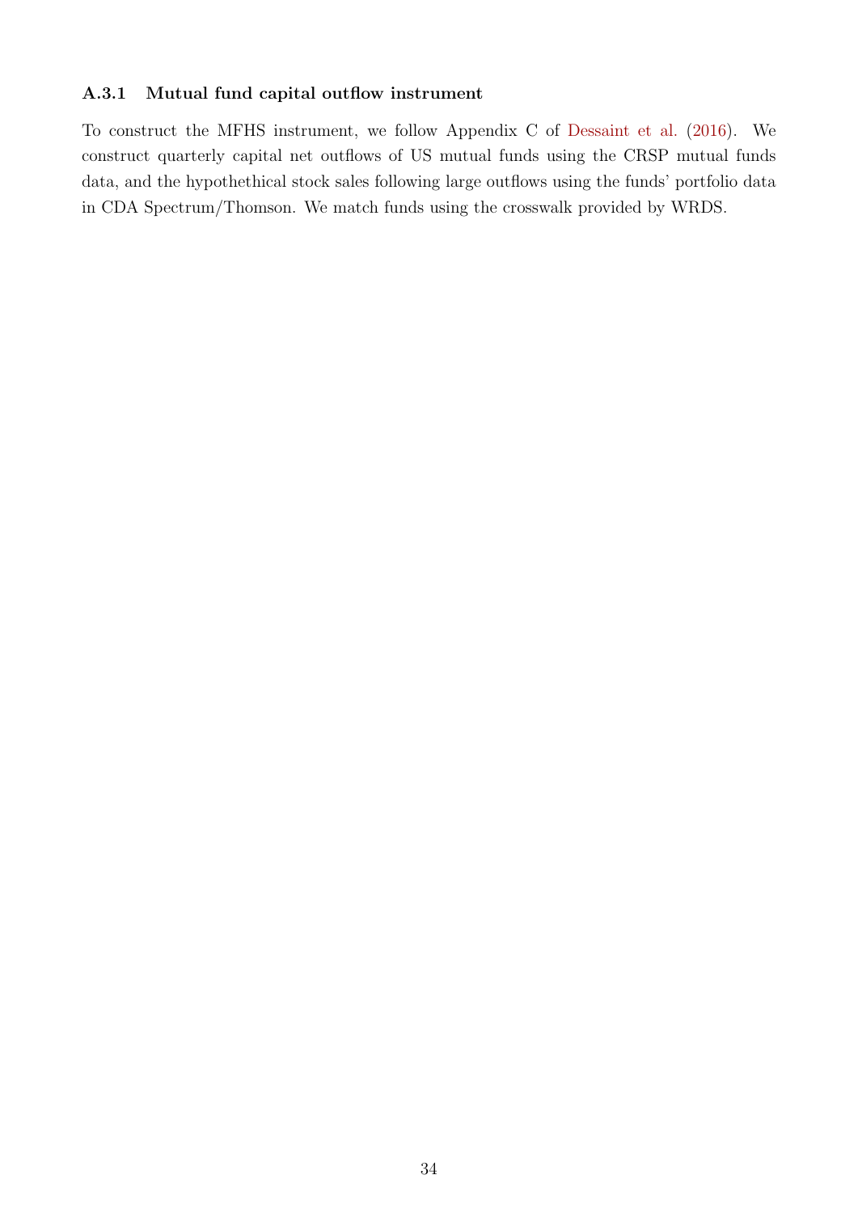### A.3.1 Mutual fund capital outflow instrument

To construct the MFHS instrument, we follow Appendix C of Dessaint et al. (2016). We construct quarterly capital net outflows of US mutual funds using the CRSP mutual funds data, and the hypothethical stock sales following large outflows using the funds' portfolio data in CDA Spectrum/Thomson. We match funds using the crosswalk provided by WRDS.